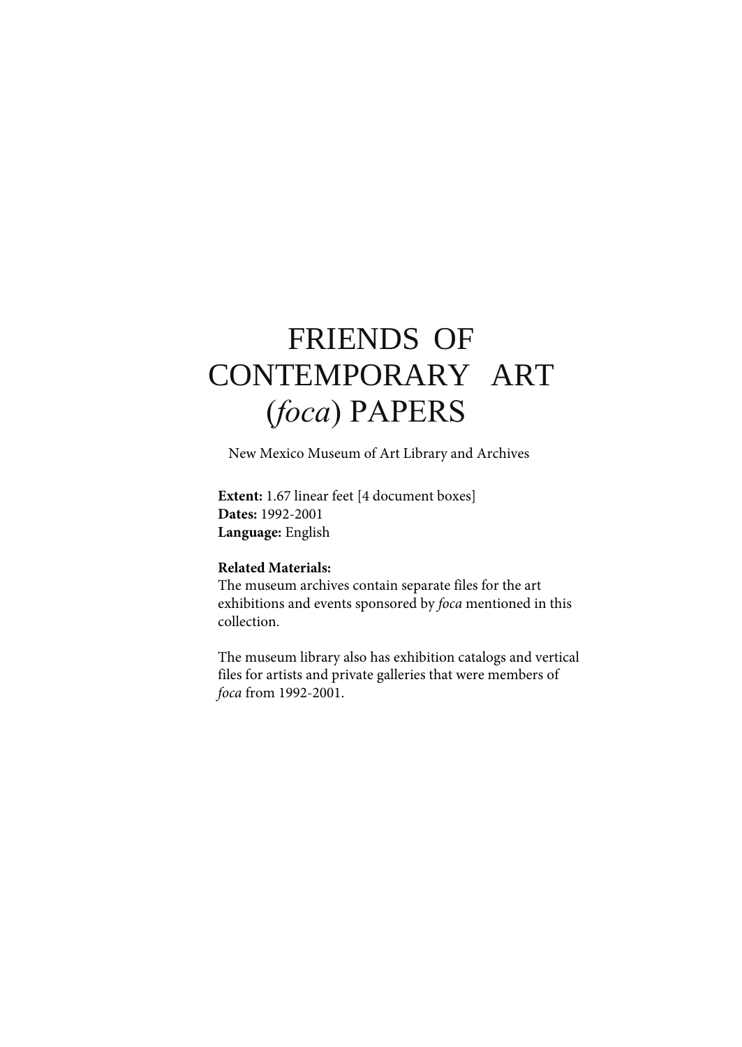# FRIENDS OF CONTEMPORARY ART (*foca*) PAPERS

New Mexico Museum of Art Library and Archives

**Extent:** 1.67 linear feet [4 document boxes]
**Dates:** 1992-2001
**Language:** English

**Related Materials:**
The museum archives contain separate files for the art exhibitions and events sponsored by *foca* mentioned in this collection.

The museum library also has exhibition catalogs and vertical files for artists and private galleries that were members of *foca* from 1992-2001.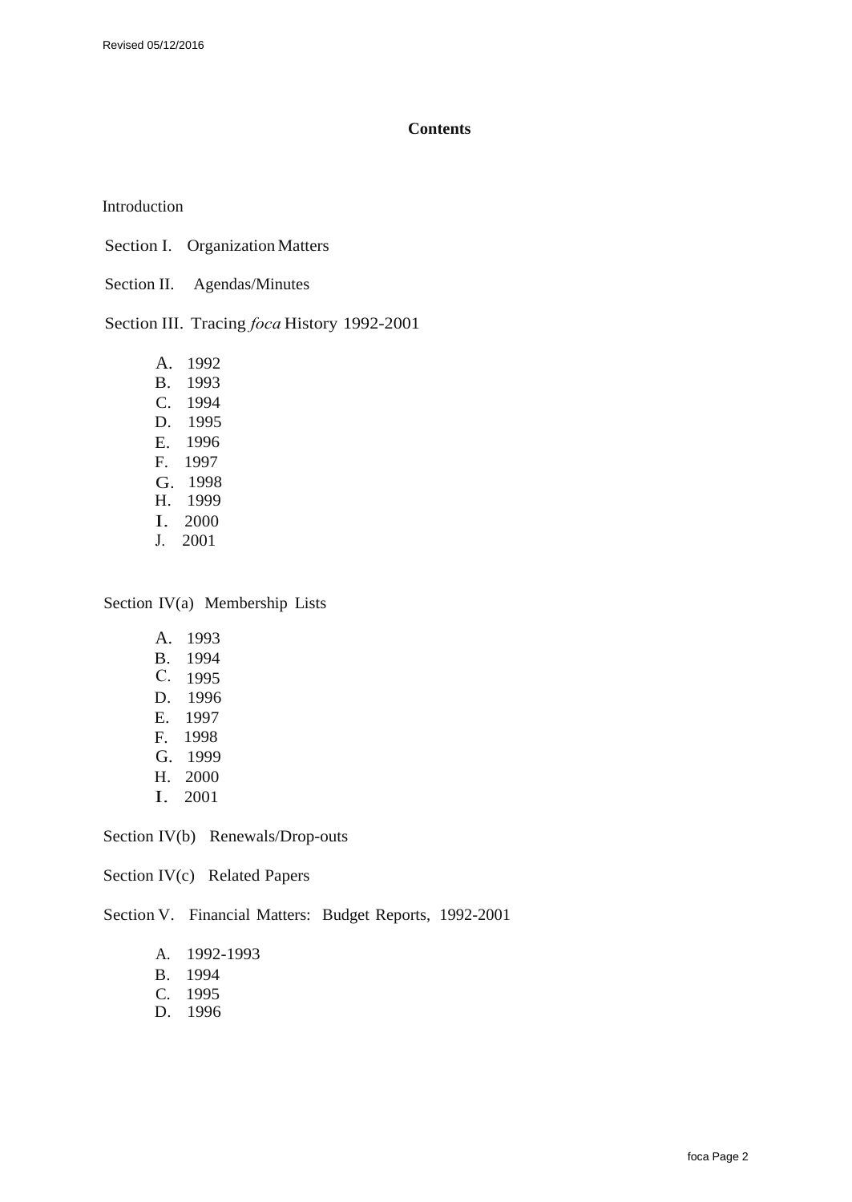## Contents

Introduction

Section I. Organization Matters

Section II. Agendas/Minutes

Section III. Tracing *foca* History 1992-2001

- A. 1992
- B. 1993
- C. 1994
- D. 1995
- E. 1996
- F. 1997
- G. 1998
- H. 1999
- I. 2000
- J. 2001

Section IV(a) Membership Lists

- A. 1993
- B. 1994
- C. 1995
- D. 1996
- E. 1997
- F. 1998
- G. 1999
- H. 2000
- I. 2001

Section IV(b) Renewals/Drop-outs

Section IV(c) Related Papers

Section V. Financial Matters: Budget Reports, 1992-2001

- A. 1992-1993
- B. 1994
- C. 1995
- D. 1996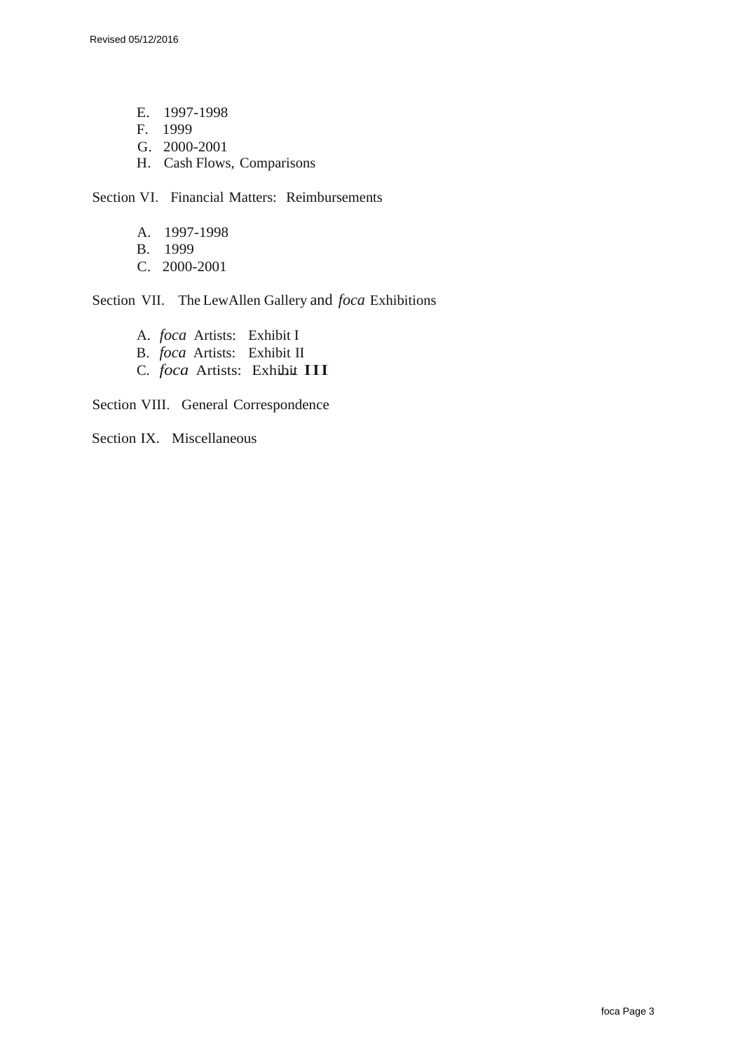- E. 1997-1998
- F. 1999
- G. 2000-2001
- H. Cash Flows, Comparisons

Section VI. Financial Matters: Reimbursements

- A. 1997-1998
- B. 1999
- C. 2000-2001

Section VII. The LewAllen Gallery and *foca* Exhibitions

- A. *foca* Artists: Exhibit I
- B. *foca* Artists: Exhibit II
- C. *foca* Artists: Exhibit III

Section VIII. General Correspondence

Section IX. Miscellaneous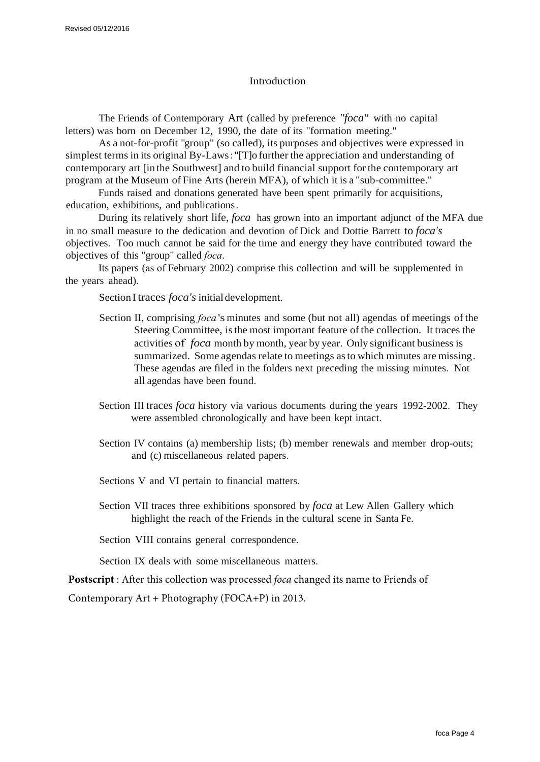## Introduction

The Friends of Contemporary Art (called by preference *"foca"* with no capital letters) was born on December 12, 1990, the date of its "formation meeting."

As a not-for-profit "group" (so called), its purposes and objectives were expressed in simplest terms in its original By-Laws: "[T]o further the appreciation and understanding of contemporary art [in the Southwest] and to build financial support for the contemporary art program at the Museum of Fine Arts (herein MFA), of which it is a "sub-committee."

Funds raised and donations generated have been spent primarily for acquisitions, education, exhibitions, and publications.

During its relatively short life, *foca* has grown into an important adjunct of the MFA due in no small measure to the dedication and devotion of Dick and Dottie Barrett to *foca's* objectives. Too much cannot be said for the time and energy they have contributed toward the objectives of this "group" called *foca*.

Its papers (as of February 2002) comprise this collection and will be supplemented in the years ahead).

Section I traces *foca's* initial development.

Section II, comprising *foca*'s minutes and some (but not all) agendas of meetings of the Steering Committee, is the most important feature of the collection. It traces the activities of *foca* month by month, year by year. Only significant business is summarized. Some agendas relate to meetings as to which minutes are missing. These agendas are filed in the folders next preceding the missing minutes. Not all agendas have been found.

Section III traces *foca* history via various documents during the years 1992-2002. They were assembled chronologically and have been kept intact.

Section IV contains (a) membership lists; (b) member renewals and member drop-outs; and (c) miscellaneous related papers.

Sections V and VI pertain to financial matters.

Section VII traces three exhibitions sponsored by *foca* at Lew Allen Gallery which highlight the reach of the Friends in the cultural scene in Santa Fe.

Section VIII contains general correspondence.

Section IX deals with some miscellaneous matters.

**Postscript** : After this collection was processed *foca* changed its name to Friends of Contemporary Art + Photography (FOCA+P) in 2013.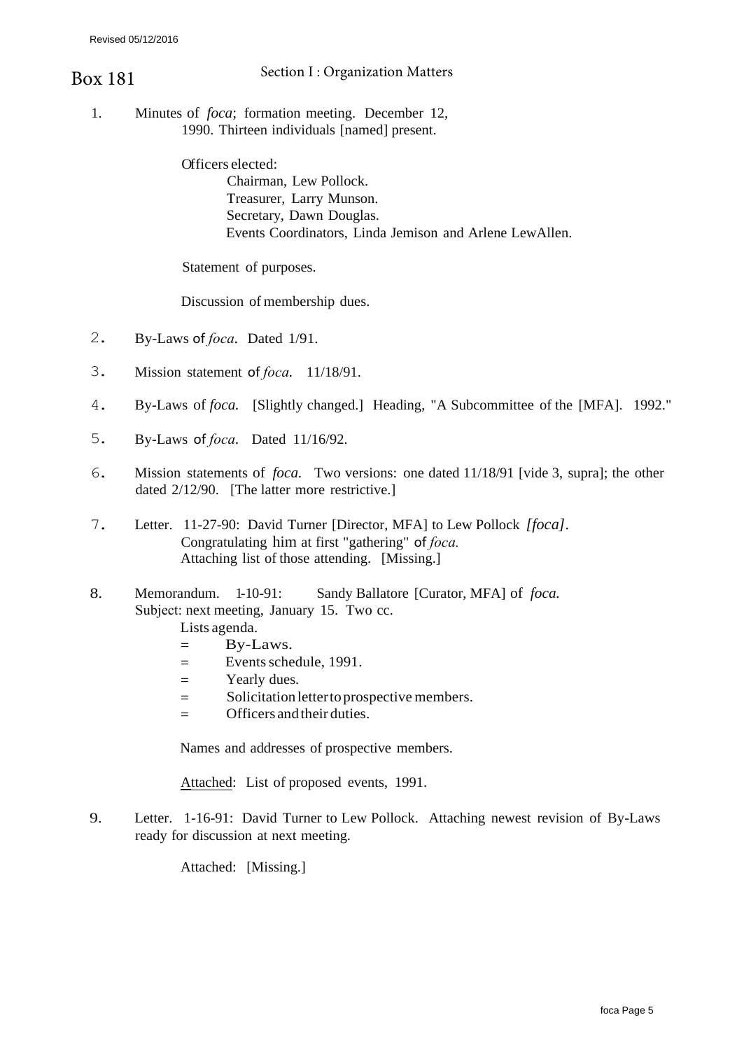Revised 05/12/2016

# Box 181

## Section I : Organization Matters

1. Minutes of *foca*; formation meeting. December 12, 1990. Thirteen individuals [named] present.

   Officers elected:
   - Chairman, Lew Pollock.
   - Treasurer, Larry Munson.
   - Secretary, Dawn Douglas.
   - Events Coordinators, Linda Jemison and Arlene LewAllen.

   Statement of purposes.

   Discussion of membership dues.

2. By-Laws of *foca*. Dated 1/91.

3. Mission statement of *foca*. 11/18/91.

4. By-Laws of *foca*. [Slightly changed.] Heading, "A Subcommittee of the [MFA]. 1992."

5. By-Laws of *foca*. Dated 11/16/92.

6. Mission statements of *foca*. Two versions: one dated 11/18/91 [vide 3, supra]; the other dated 2/12/90. [The latter more restrictive.]

7. Letter. 11-27-90: David Turner [Director, MFA] to Lew Pollock *[foca]*. Congratulating him at first "gathering" of *foca*. Attaching list of those attending. [Missing.]

8. Memorandum. 1-10-91: Sandy Ballatore [Curator, MFA] of *foca*. Subject: next meeting, January 15. Two cc.

   Lists agenda.
   - = By-Laws.
   - = Events schedule, 1991.
   - = Yearly dues.
   - = Solicitation letter to prospective members.
   - = Officers and their duties.

   Names and addresses of prospective members.

   Attached: List of proposed events, 1991.

9. Letter. 1-16-91: David Turner to Lew Pollock. Attaching newest revision of By-Laws ready for discussion at next meeting.

   Attached: [Missing.]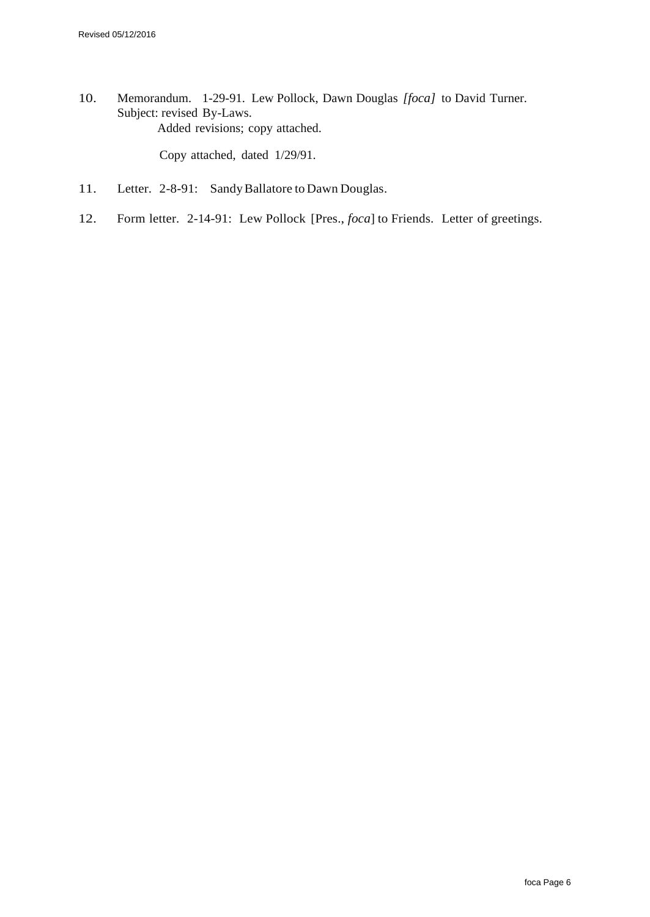10. Memorandum. 1-29-91. Lew Pollock, Dawn Douglas *[foca]* to David Turner. Subject: revised By-Laws.
    Added revisions; copy attached.

    Copy attached, dated 1/29/91.

11. Letter. 2-8-91: Sandy Ballatore to Dawn Douglas.

12. Form letter. 2-14-91: Lew Pollock [Pres., *foca*] to Friends. Letter of greetings.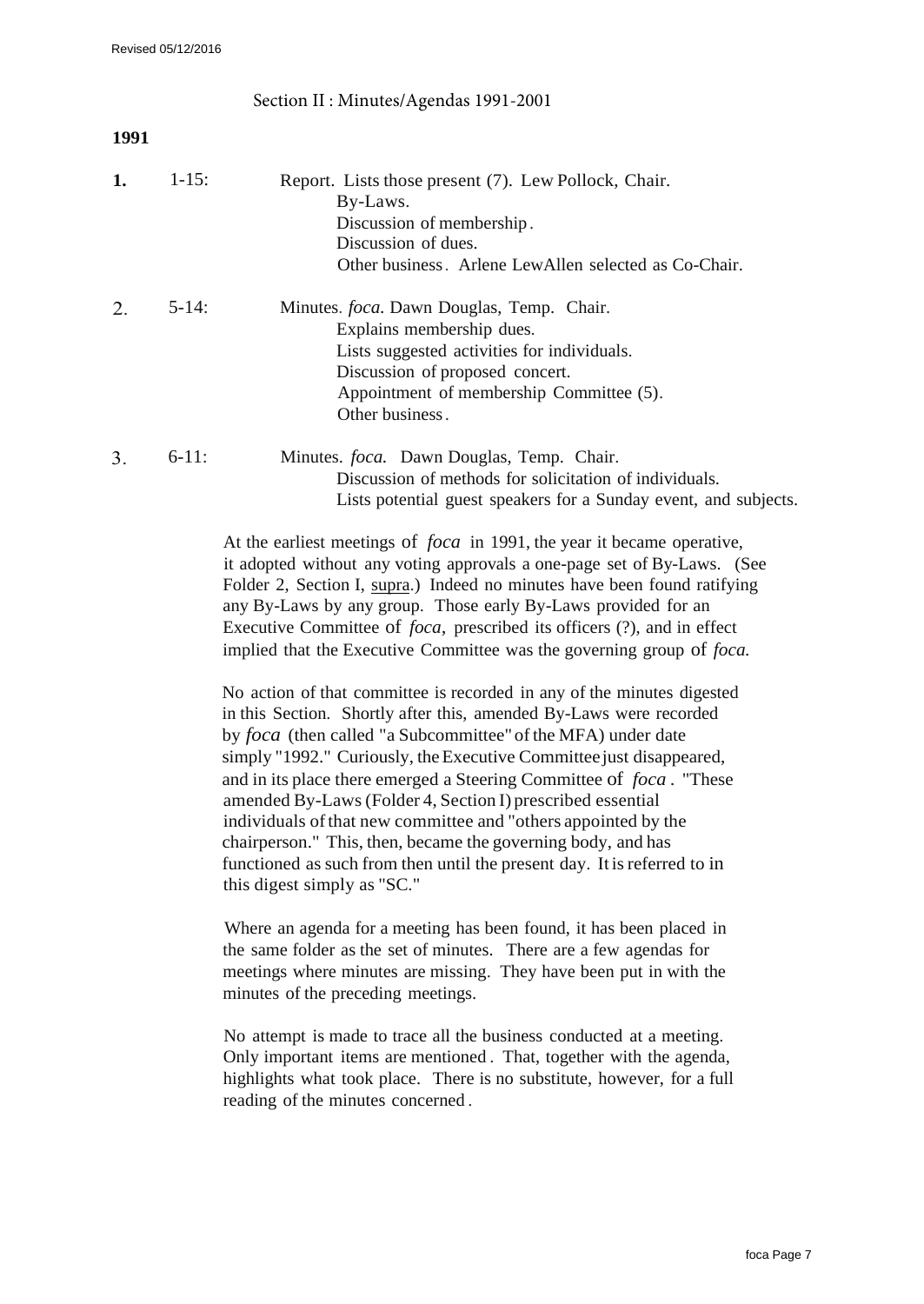## Section II : Minutes/Agendas 1991-2001

### 1991

**1.** 1-15: Report. Lists those present (7). Lew Pollock, Chair.
- By-Laws.
- Discussion of membership.
- Discussion of dues.
- Other business. Arlene LewAllen selected as Co-Chair.

2. 5-14: Minutes. *foca*. Dawn Douglas, Temp. Chair.
- Explains membership dues.
- Lists suggested activities for individuals.
- Discussion of proposed concert.
- Appointment of membership Committee (5).
- Other business.

3. 6-11: Minutes. *foca.* Dawn Douglas, Temp. Chair.
- Discussion of methods for solicitation of individuals.
- Lists potential guest speakers for a Sunday event, and subjects.

At the earliest meetings of *foca* in 1991, the year it became operative, it adopted without any voting approvals a one-page set of By-Laws. (See Folder 2, Section I, <u>supra</u>.) Indeed no minutes have been found ratifying any By-Laws by any group. Those early By-Laws provided for an Executive Committee of *foca*, prescribed its officers (?), and in effect implied that the Executive Committee was the governing group of *foca.*

No action of that committee is recorded in any of the minutes digested in this Section. Shortly after this, amended By-Laws were recorded by *foca* (then called "a Subcommittee" of the MFA) under date simply "1992." Curiously, the Executive Committee just disappeared, and in its place there emerged a Steering Committee of *foca* . "These amended By-Laws (Folder 4, Section I) prescribed essential individuals of that new committee and "others appointed by the chairperson." This, then, became the governing body, and has functioned as such from then until the present day. It is referred to in this digest simply as "SC."

Where an agenda for a meeting has been found, it has been placed in the same folder as the set of minutes. There are a few agendas for meetings where minutes are missing. They have been put in with the minutes of the preceding meetings.

No attempt is made to trace all the business conducted at a meeting. Only important items are mentioned. That, together with the agenda, highlights what took place. There is no substitute, however, for a full reading of the minutes concerned.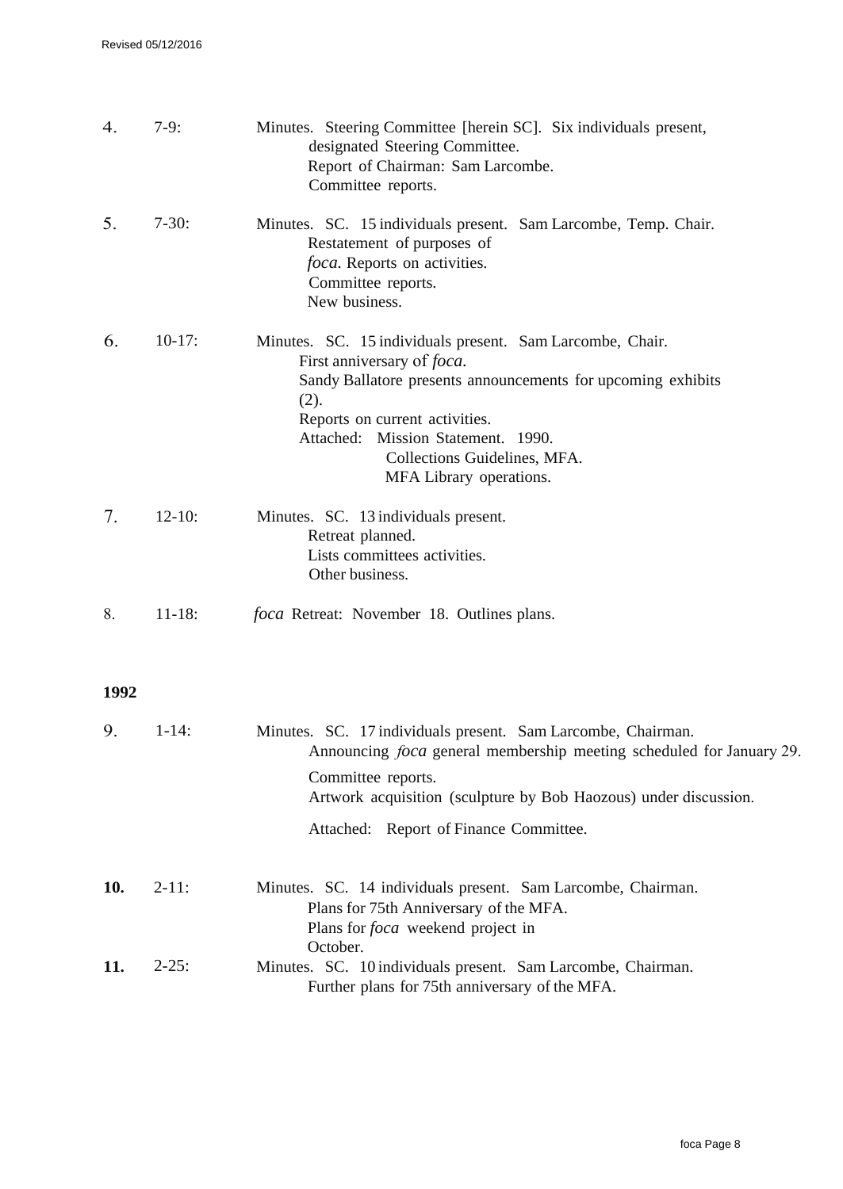4. 7-9: Minutes. Steering Committee [herein SC]. Six individuals present, designated Steering Committee.
   Report of Chairman: Sam Larcombe.
   Committee reports.

5. 7-30: Minutes. SC. 15 individuals present. Sam Larcombe, Temp. Chair.
   Restatement of purposes of *foca*. Reports on activities.
   Committee reports.
   New business.

6. 10-17: Minutes. SC. 15 individuals present. Sam Larcombe, Chair.
   First anniversary of *foca*.
   Sandy Ballatore presents announcements for upcoming exhibits (2).
   Reports on current activities.
   Attached: Mission Statement. 1990.
   Collections Guidelines, MFA.
   MFA Library operations.

7. 12-10: Minutes. SC. 13 individuals present.
   Retreat planned.
   Lists committees activities.
   Other business.

8. 11-18: *foca* Retreat: November 18. Outlines plans.

**1992**

9. 1-14: Minutes. SC. 17 individuals present. Sam Larcombe, Chairman.
   Announcing *foca* general membership meeting scheduled for January 29.
   Committee reports.
   Artwork acquisition (sculpture by Bob Haozous) under discussion.
   Attached: Report of Finance Committee.

**10.** 2-11: Minutes. SC. 14 individuals present. Sam Larcombe, Chairman.
   Plans for 75th Anniversary of the MFA.
   Plans for *foca* weekend project in October.

**11.** 2-25: Minutes. SC. 10 individuals present. Sam Larcombe, Chairman.
   Further plans for 75th anniversary of the MFA.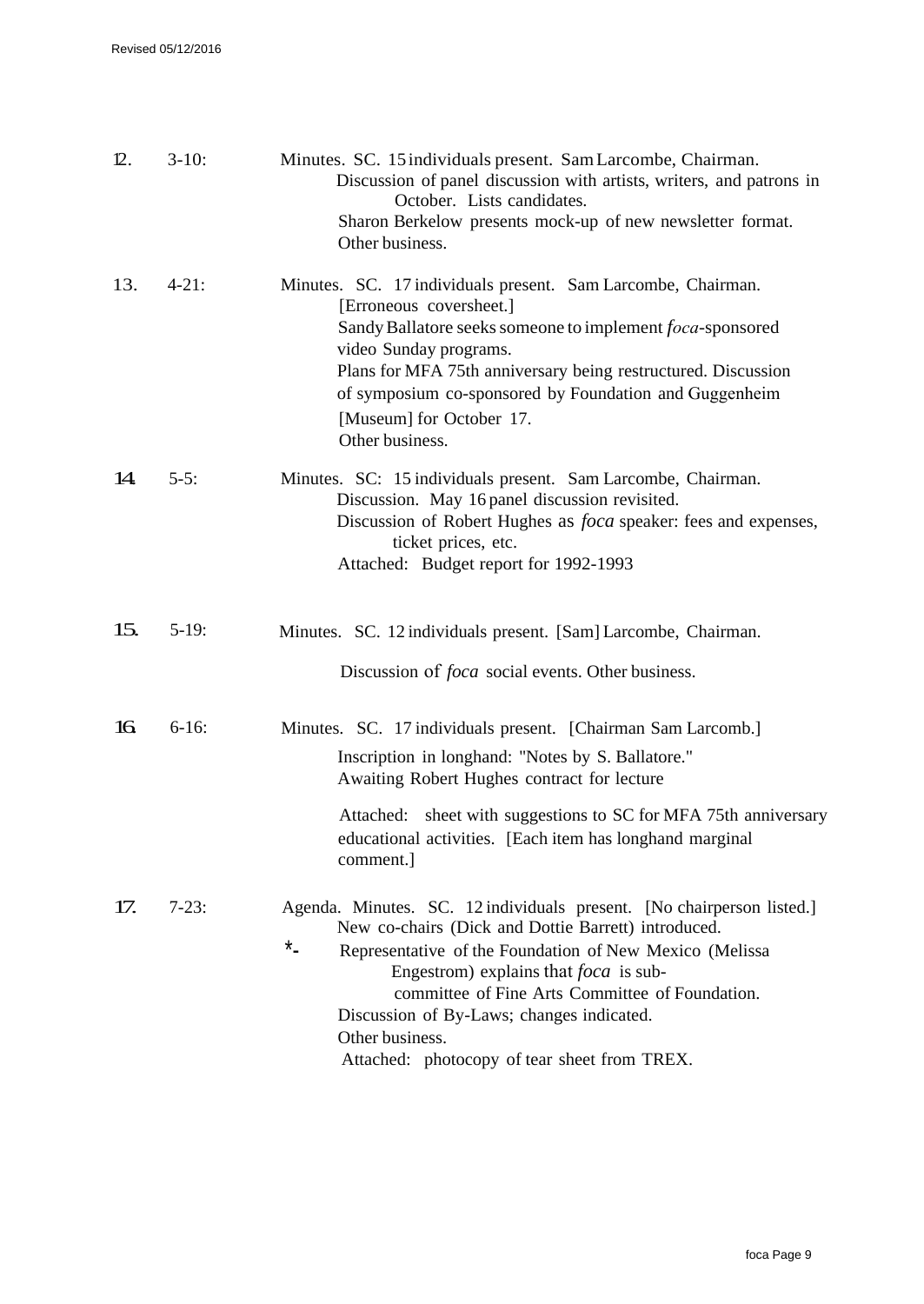12. 3-10: Minutes. SC. 15 individuals present. Sam Larcombe, Chairman.
Discussion of panel discussion with artists, writers, and patrons in October. Lists candidates.
Sharon Berkelow presents mock-up of new newsletter format.
Other business.

13. 4-21: Minutes. SC. 17 individuals present. Sam Larcombe, Chairman.
[Erroneous coversheet.]
Sandy Ballatore seeks someone to implement *foca*-sponsored video Sunday programs.
Plans for MFA 75th anniversary being restructured. Discussion of symposium co-sponsored by Foundation and Guggenheim [Museum] for October 17.
Other business.

14. 5-5: Minutes. SC: 15 individuals present. Sam Larcombe, Chairman.
Discussion. May 16 panel discussion revisited.
Discussion of Robert Hughes as *foca* speaker: fees and expenses, ticket prices, etc.
Attached: Budget report for 1992-1993

15. 5-19: Minutes. SC. 12 individuals present. [Sam] Larcombe, Chairman.
Discussion of *foca* social events. Other business.

16. 6-16: Minutes. SC. 17 individuals present. [Chairman Sam Larcomb.]
Inscription in longhand: "Notes by S. Ballatore."
Awaiting Robert Hughes contract for lecture
Attached: sheet with suggestions to SC for MFA 75th anniversary educational activities. [Each item has longhand marginal comment.]

17. 7-23: Agenda. Minutes. SC. 12 individuals present. [No chairperson listed.]
New co-chairs (Dick and Dottie Barrett) introduced.
*- Representative of the Foundation of New Mexico (Melissa Engestrom) explains that *foca* is sub-committee of Fine Arts Committee of Foundation.
Discussion of By-Laws; changes indicated.
Other business.
Attached: photocopy of tear sheet from TREX.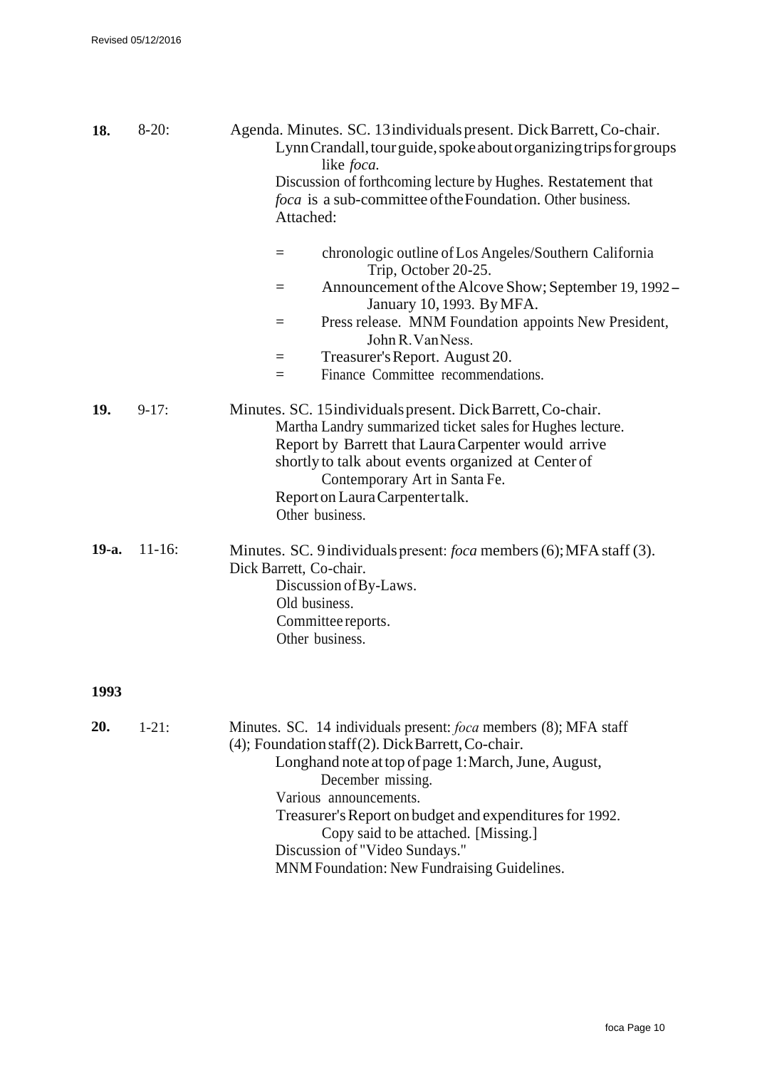**18.** 8-20: Agenda. Minutes. SC. 13 individuals present. Dick Barrett, Co-chair.
Lynn Crandall, tour guide, spoke about organizing trips for groups like *foca*.
Discussion of forthcoming lecture by Hughes. Restatement that *foca* is a sub-committee of the Foundation. Other business.
Attached:

- = chronologic outline of Los Angeles/Southern California Trip, October 20-25.
- = Announcement of the Alcove Show; September 19, 1992 – January 10, 1993. By MFA.
- = Press release. MNM Foundation appoints New President, John R. Van Ness.
- = Treasurer's Report. August 20.
- = Finance Committee recommendations.

**19.** 9-17: Minutes. SC. 15 individuals present. Dick Barrett, Co-chair.
Martha Landry summarized ticket sales for Hughes lecture.
Report by Barrett that Laura Carpenter would arrive shortly to talk about events organized at Center of Contemporary Art in Santa Fe.
Report on Laura Carpenter talk.
Other business.

**19-a.** 11-16: Minutes. SC. 9 individuals present: *foca* members (6); MFA staff (3).
Dick Barrett, Co-chair.
Discussion of By-Laws.
Old business.
Committee reports.
Other business.

**1993**

**20.** 1-21: Minutes. SC. 14 individuals present: *foca* members (8); MFA staff (4); Foundation staff (2). Dick Barrett, Co-chair.
Longhand note at top of page 1: March, June, August, December missing.
Various announcements.
Treasurer's Report on budget and expenditures for 1992. Copy said to be attached. [Missing.]
Discussion of "Video Sundays."
MNM Foundation: New Fundraising Guidelines.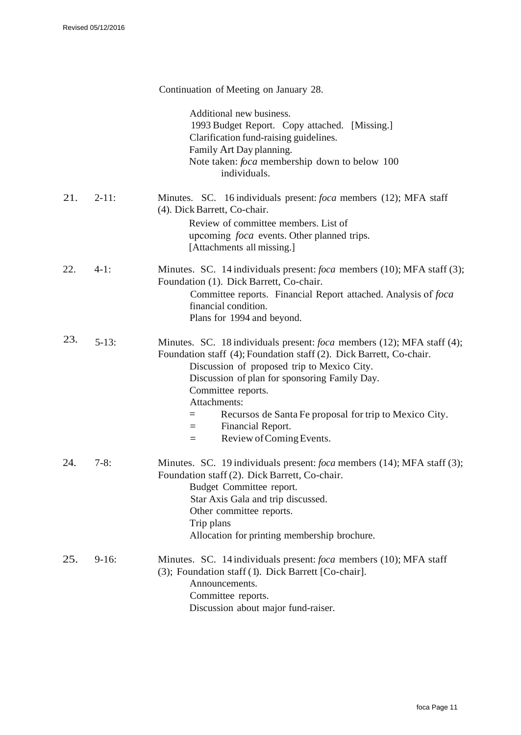Continuation of Meeting on January 28.

Additional new business.  
1993 Budget Report. Copy attached. [Missing.]  
Clarification fund-raising guidelines.  
Family Art Day planning.  
Note taken: *foca* membership down to below 100 individuals.

21. 2-11: Minutes. SC. 16 individuals present: *foca* members (12); MFA staff (4). Dick Barrett, Co-chair.

Review of committee members. List of upcoming *foca* events. Other planned trips.  
[Attachments all missing.]

22. 4-1: Minutes. SC. 14 individuals present: *foca* members (10); MFA staff (3); Foundation (1). Dick Barrett, Co-chair.

Committee reports. Financial Report attached. Analysis of *foca* financial condition.  
Plans for 1994 and beyond.

23. 5-13: Minutes. SC. 18 individuals present: *foca* members (12); MFA staff (4); Foundation staff (4); Foundation staff (2). Dick Barrett, Co-chair.

Discussion of proposed trip to Mexico City.  
Discussion of plan for sponsoring Family Day.  
Committee reports.  
Attachments:

= Recursos de Santa Fe proposal for trip to Mexico City.  
= Financial Report.  
= Review of Coming Events.

24. 7-8: Minutes. SC. 19 individuals present: *foca* members (14); MFA staff (3); Foundation staff (2). Dick Barrett, Co-chair.

Budget Committee report.  
Star Axis Gala and trip discussed.  
Other committee reports.  
Trip plans  
Allocation for printing membership brochure.

25. 9-16: Minutes. SC. 14 individuals present: *foca* members (10); MFA staff (3); Foundation staff (1). Dick Barrett [Co-chair].

Announcements.  
Committee reports.  
Discussion about major fund-raiser.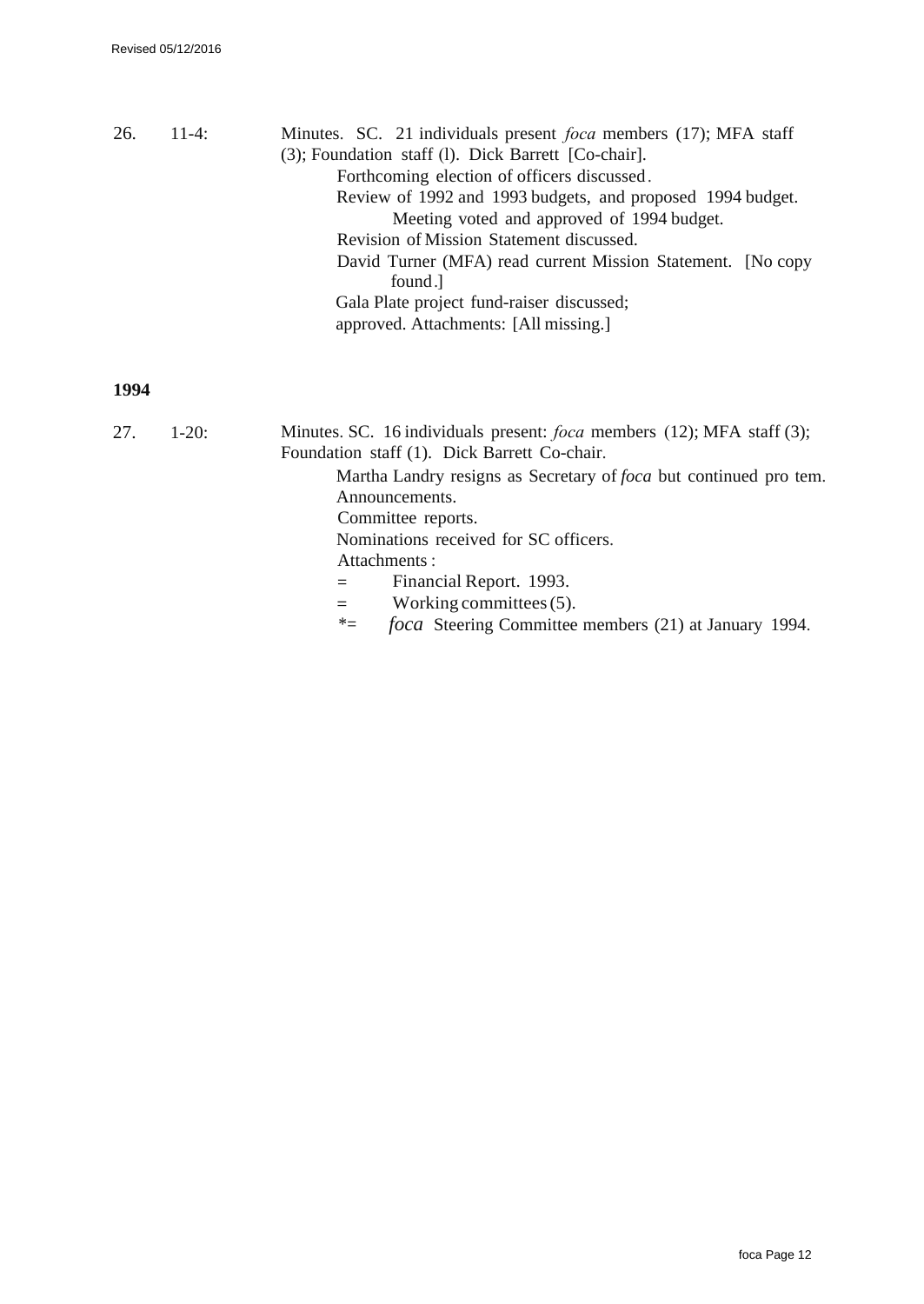26. 11-4: Minutes. SC. 21 individuals present *foca* members (17); MFA staff (3); Foundation staff (l). Dick Barrett [Co-chair].

Forthcoming election of officers discussed.

Review of 1992 and 1993 budgets, and proposed 1994 budget.

Meeting voted and approved of 1994 budget.

Revision of Mission Statement discussed.

David Turner (MFA) read current Mission Statement. [No copy found.]

Gala Plate project fund-raiser discussed; approved. Attachments: [All missing.]

**1994**

27. 1-20: Minutes. SC. 16 individuals present: *foca* members (12); MFA staff (3); Foundation staff (1). Dick Barrett Co-chair.

Martha Landry resigns as Secretary of *foca* but continued pro tem.

Announcements.

Committee reports.

Nominations received for SC officers.

Attachments :

= Financial Report. 1993.

= Working committees (5).

*= *foca* Steering Committee members (21) at January 1994.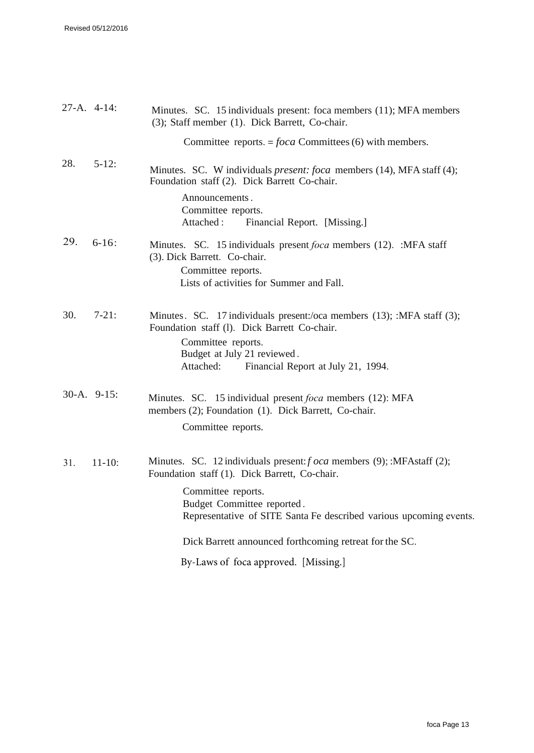27-A. 4-14: Minutes. SC. 15 individuals present: foca members (11); MFA members (3); Staff member (1). Dick Barrett, Co-chair.

Committee reports. = *foca* Committees (6) with members.

28. 5-12: Minutes. SC. W individuals *present: foca* members (14), MFA staff (4); Foundation staff (2). Dick Barrett Co-chair.

Announcements.
Committee reports.
Attached: Financial Report. [Missing.]

29. 6-16: Minutes. SC. 15 individuals present *foca* members (12). :MFA staff (3). Dick Barrett. Co-chair.

Committee reports.
Lists of activities for Summer and Fall.

30. 7-21: Minutes. SC. 17 individuals present:/oca members (13); :MFA staff (3); Foundation staff (l). Dick Barrett Co-chair.

Committee reports.
Budget at July 21 reviewed.
Attached: Financial Report at July 21, 1994.

30-A. 9-15: Minutes. SC. 15 individual present *foca* members (12): MFA members (2); Foundation (1). Dick Barrett, Co-chair.

Committee reports.

31. 11-10: Minutes. SC. 12 individuals present: *f oca* members (9); :MFAstaff (2); Foundation staff (1). Dick Barrett, Co-chair.

Committee reports.
Budget Committee reported.
Representative of SITE Santa Fe described various upcoming events.

Dick Barrett announced forthcoming retreat for the SC.

By-Laws of foca approved. [Missing.]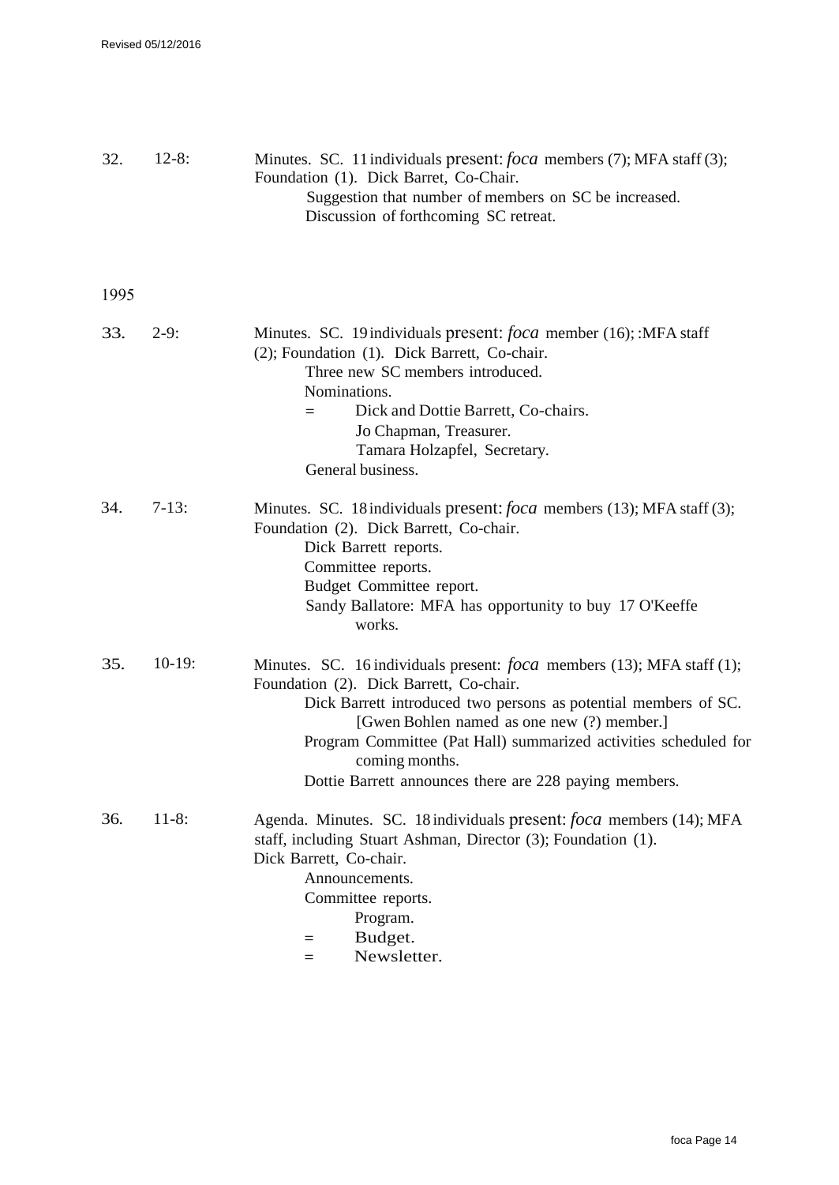32. 12-8: Minutes. SC. 11 individuals present: *foca* members (7); MFA staff (3); Foundation (1). Dick Barret, Co-Chair.

    Suggestion that number of members on SC be increased.
    Discussion of forthcoming SC retreat.

1995

33. 2-9: Minutes. SC. 19 individuals present: *foca* member (16); :MFA staff (2); Foundation (1). Dick Barrett, Co-chair.

    Three new SC members introduced.
    Nominations.
    = Dick and Dottie Barrett, Co-chairs.
      Jo Chapman, Treasurer.
      Tamara Holzapfel, Secretary.
    General business.

34. 7-13: Minutes. SC. 18 individuals present: *foca* members (13); MFA staff (3); Foundation (2). Dick Barrett, Co-chair.

    Dick Barrett reports.
    Committee reports.
    Budget Committee report.
    Sandy Ballatore: MFA has opportunity to buy 17 O'Keeffe works.

35. 10-19: Minutes. SC. 16 individuals present: *foca* members (13); MFA staff (1); Foundation (2). Dick Barrett, Co-chair.

    Dick Barrett introduced two persons as potential members of SC. [Gwen Bohlen named as one new (?) member.]
    Program Committee (Pat Hall) summarized activities scheduled for coming months.
    Dottie Barrett announces there are 228 paying members.

36. 11-8: Agenda. Minutes. SC. 18 individuals present: *foca* members (14); MFA staff, including Stuart Ashman, Director (3); Foundation (1). Dick Barrett, Co-chair.

    Announcements.
    Committee reports.
      Program.
    = Budget.
    = Newsletter.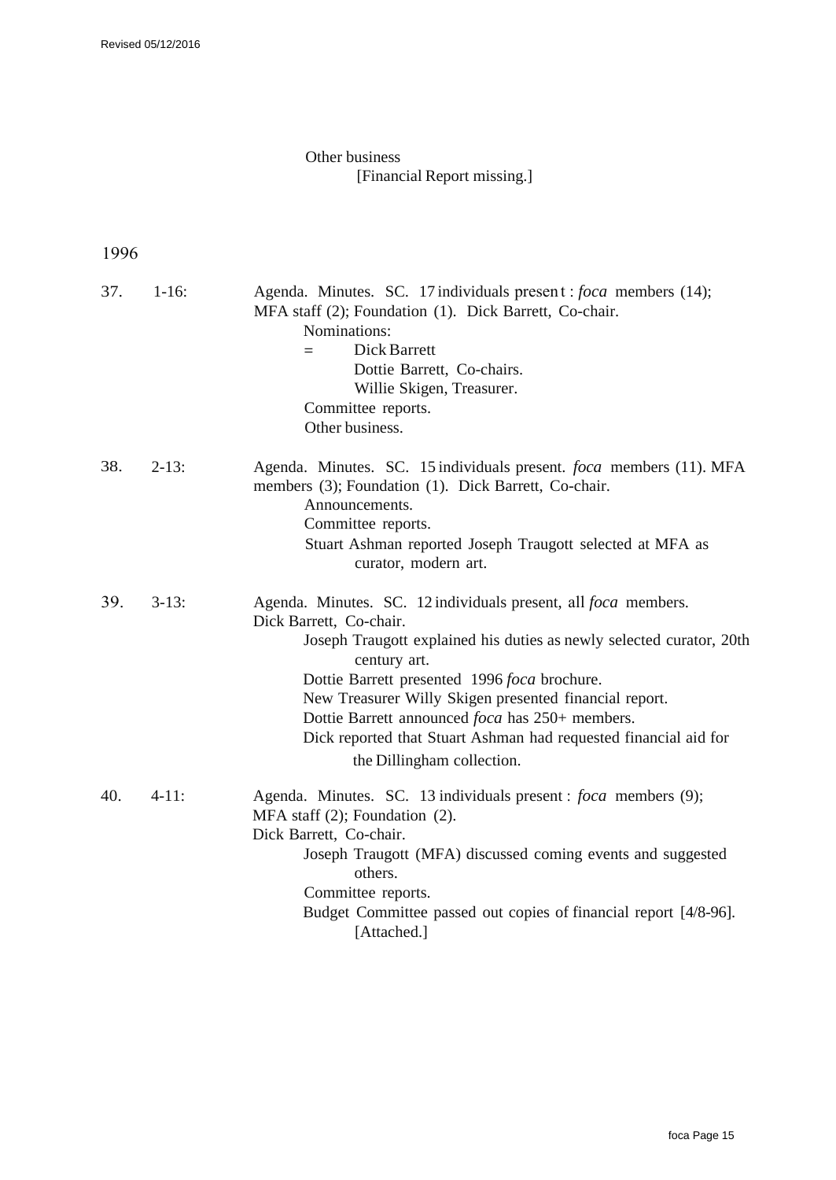Other business
[Financial Report missing.]

1996

37. 1-16: Agenda. Minutes. SC. 17 individuals present : *foca* members (14); MFA staff (2); Foundation (1). Dick Barrett, Co-chair.

Nominations:
= Dick Barrett
Dottie Barrett, Co-chairs.
Willie Skigen, Treasurer.

Committee reports.

Other business.

38. 2-13: Agenda. Minutes. SC. 15 individuals present. *foca* members (11). MFA members (3); Foundation (1). Dick Barrett, Co-chair.

Announcements.

Committee reports.

Stuart Ashman reported Joseph Traugott selected at MFA as curator, modern art.

39. 3-13: Agenda. Minutes. SC. 12 individuals present, all *foca* members. Dick Barrett, Co-chair.

Joseph Traugott explained his duties as newly selected curator, 20th century art.

Dottie Barrett presented 1996 *foca* brochure.

New Treasurer Willy Skigen presented financial report.

Dottie Barrett announced *foca* has 250+ members.

Dick reported that Stuart Ashman had requested financial aid for the Dillingham collection.

40. 4-11: Agenda. Minutes. SC. 13 individuals present : *foca* members (9); MFA staff (2); Foundation (2).
Dick Barrett, Co-chair.

Joseph Traugott (MFA) discussed coming events and suggested others.

Committee reports.

Budget Committee passed out copies of financial report [4/8-96]. [Attached.]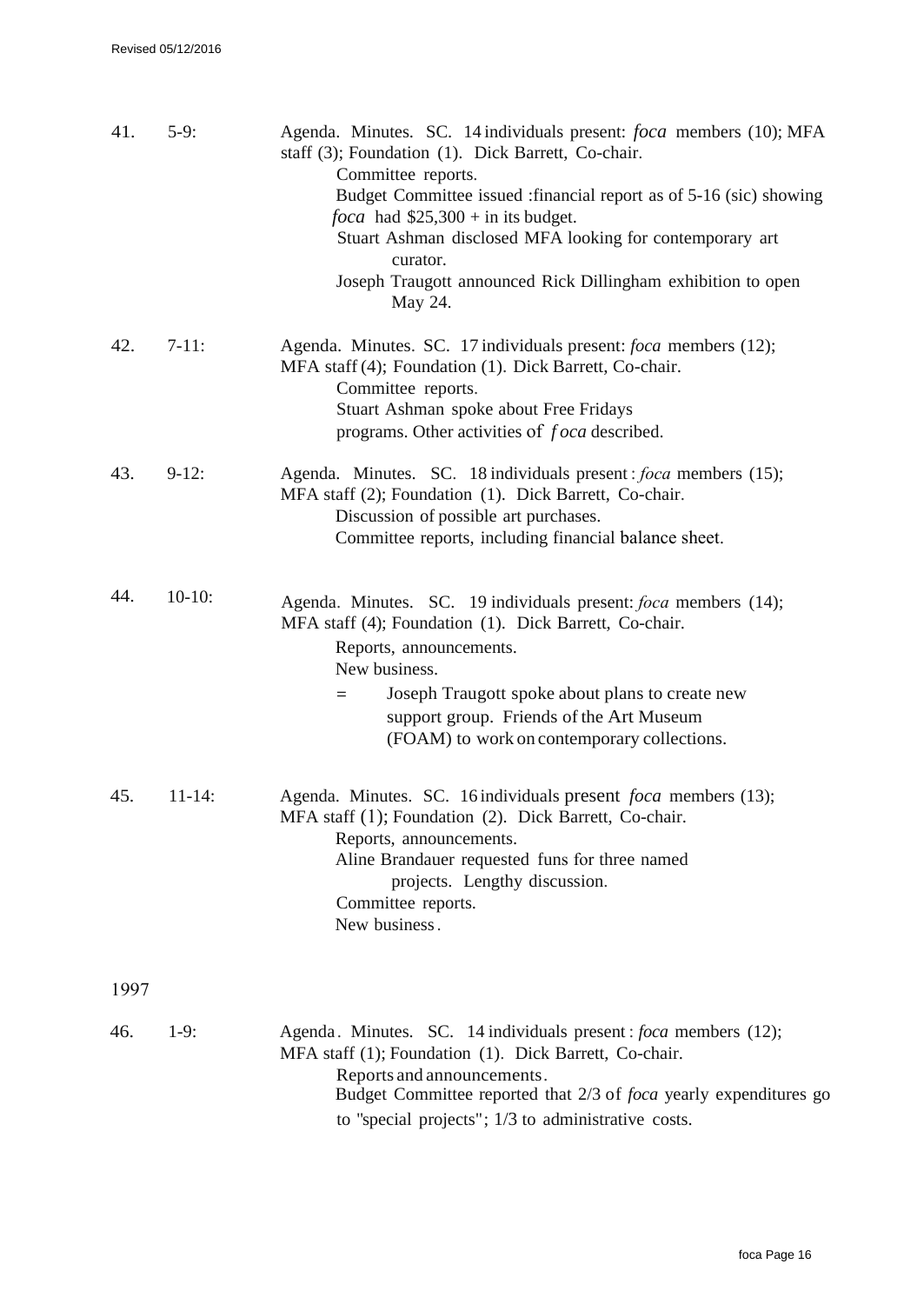41. 5-9: Agenda. Minutes. SC. 14 individuals present: *foca* members (10); MFA staff (3); Foundation (1). Dick Barrett, Co-chair.
    - Committee reports.
    - Budget Committee issued :financial report as of 5-16 (sic) showing *foca* had $25,300 + in its budget.
    - Stuart Ashman disclosed MFA looking for contemporary art curator.
    - Joseph Traugott announced Rick Dillingham exhibition to open May 24.

42. 7-11: Agenda. Minutes. SC. 17 individuals present: *foca* members (12); MFA staff (4); Foundation (1). Dick Barrett, Co-chair.
    - Committee reports.
    - Stuart Ashman spoke about Free Fridays programs. Other activities of *f oca* described.

43. 9-12: Agenda. Minutes. SC. 18 individuals present : *foca* members (15); MFA staff (2); Foundation (1). Dick Barrett, Co-chair.
    - Discussion of possible art purchases.
    - Committee reports, including financial balance sheet.

44. 10-10: Agenda. Minutes. SC. 19 individuals present: *foca* members (14); MFA staff (4); Foundation (1). Dick Barrett, Co-chair.
    - Reports, announcements.
    - New business.
        = Joseph Traugott spoke about plans to create new support group. Friends of the Art Museum (FOAM) to work on contemporary collections.

45. 11-14: Agenda. Minutes. SC. 16 individuals present *foca* members (13); MFA staff (1); Foundation (2). Dick Barrett, Co-chair.
    - Reports, announcements.
    - Aline Brandauer requested funs for three named projects. Lengthy discussion.
    - Committee reports.
    - New business.

1997

46. 1-9: Agenda. Minutes. SC. 14 individuals present : *foca* members (12); MFA staff (1); Foundation (1). Dick Barrett, Co-chair.
    - Reports and announcements.
    - Budget Committee reported that 2/3 of *foca* yearly expenditures go to "special projects"; 1/3 to administrative costs.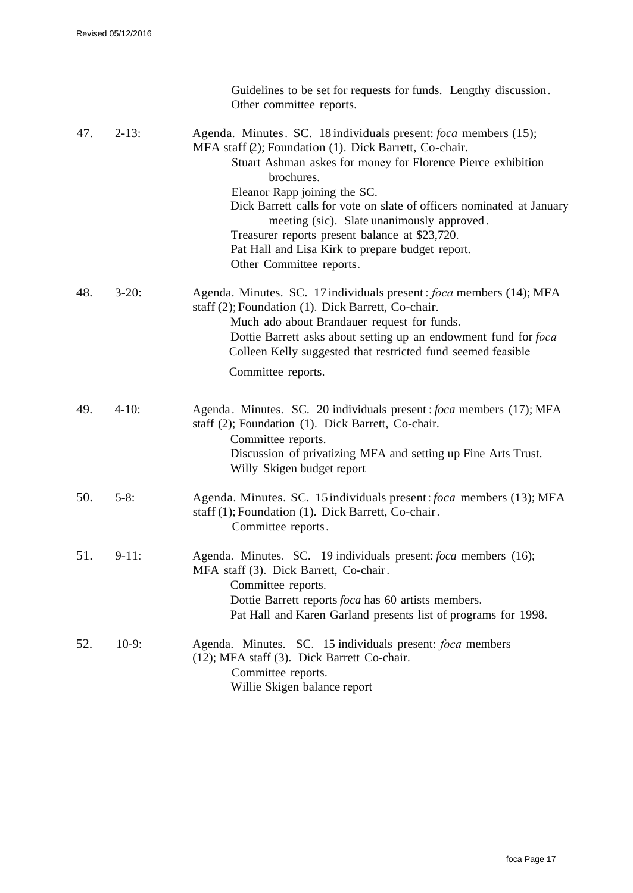Guidelines to be set for requests for funds. Lengthy discussion.
Other committee reports.

47. 2-13: Agenda. Minutes. SC. 18 individuals present: *foca* members (15); MFA staff (2); Foundation (1). Dick Barrett, Co-chair.
   - Stuart Ashman askes for money for Florence Pierce exhibition brochures.
   - Eleanor Rapp joining the SC.
   - Dick Barrett calls for vote on slate of officers nominated at January meeting (sic). Slate unanimously approved.
   - Treasurer reports present balance at $23,720.
   - Pat Hall and Lisa Kirk to prepare budget report.
   - Other Committee reports.

48. 3-20: Agenda. Minutes. SC. 17 individuals present: *foca* members (14); MFA staff (2); Foundation (1). Dick Barrett, Co-chair.
   - Much ado about Brandauer request for funds.
   - Dottie Barrett asks about setting up an endowment fund for *foca*
   - Colleen Kelly suggested that restricted fund seemed feasible
   - Committee reports.

49. 4-10: Agenda. Minutes. SC. 20 individuals present: *foca* members (17); MFA staff (2); Foundation (1). Dick Barrett, Co-chair.
   - Committee reports.
   - Discussion of privatizing MFA and setting up Fine Arts Trust.
   - Willy Skigen budget report

50. 5-8: Agenda. Minutes. SC. 15 individuals present: *foca* members (13); MFA staff (1); Foundation (1). Dick Barrett, Co-chair.
   - Committee reports.

51. 9-11: Agenda. Minutes. SC. 19 individuals present: *foca* members (16); MFA staff (3). Dick Barrett, Co-chair.
   - Committee reports.
   - Dottie Barrett reports *foca* has 60 artists members.
   - Pat Hall and Karen Garland presents list of programs for 1998.

52. 10-9: Agenda. Minutes. SC. 15 individuals present: *foca* members (12); MFA staff (3). Dick Barrett Co-chair.
   - Committee reports.
   - Willie Skigen balance report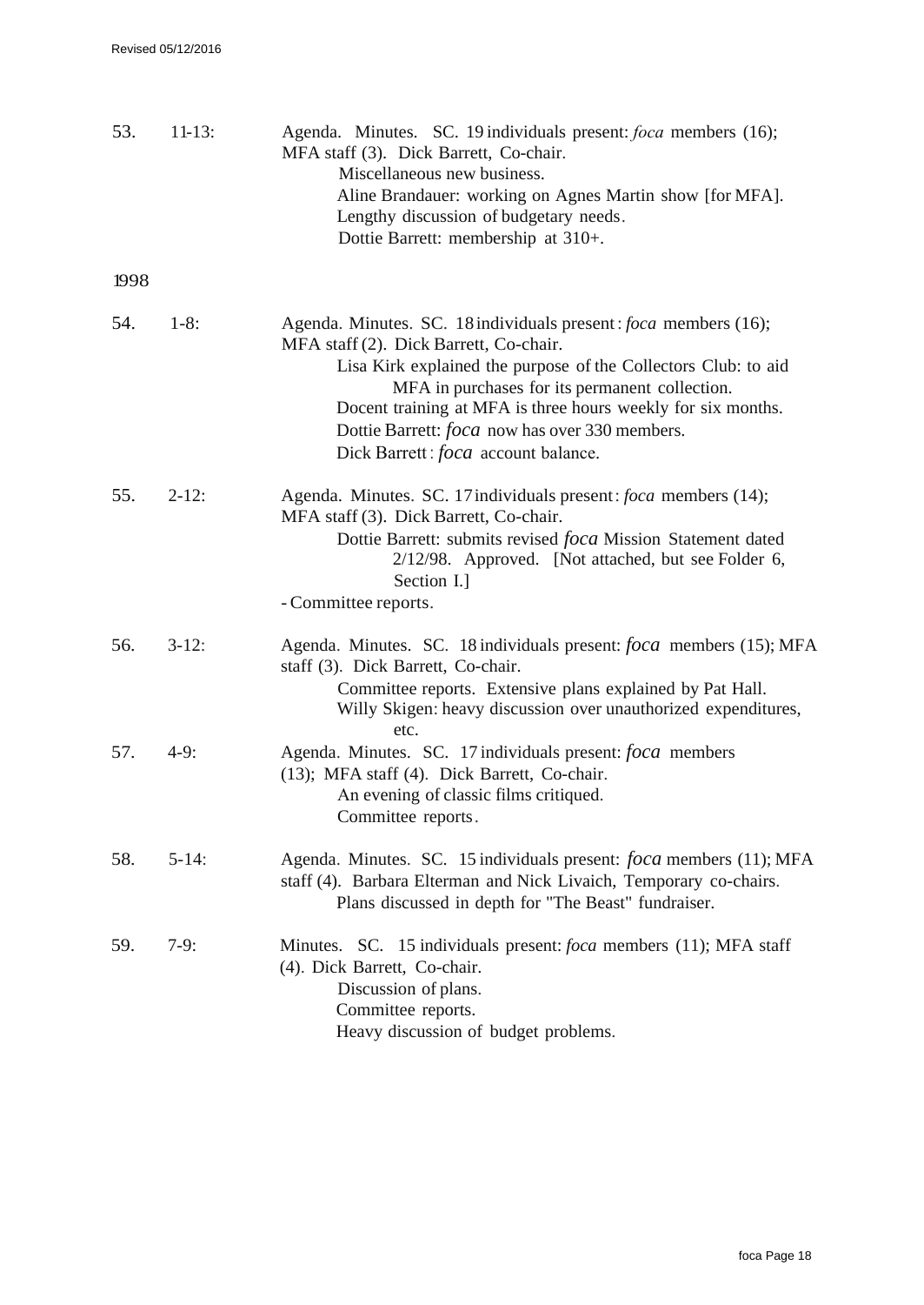53. 11-13: Agenda. Minutes. SC. 19 individuals present: *foca* members (16); MFA staff (3). Dick Barrett, Co-chair.
  Miscellaneous new business.
  Aline Brandauer: working on Agnes Martin show [for MFA].
  Lengthy discussion of budgetary needs.
  Dottie Barrett: membership at 310+.

1998

54. 1-8: Agenda. Minutes. SC. 18 individuals present: *foca* members (16); MFA staff (2). Dick Barrett, Co-chair.
  Lisa Kirk explained the purpose of the Collectors Club: to aid MFA in purchases for its permanent collection.
  Docent training at MFA is three hours weekly for six months.
  Dottie Barrett: *foca* now has over 330 members.
  Dick Barrett: *foca* account balance.

55. 2-12: Agenda. Minutes. SC. 17 individuals present: *foca* members (14); MFA staff (3). Dick Barrett, Co-chair.
  Dottie Barrett: submits revised *foca* Mission Statement dated 2/12/98. Approved. [Not attached, but see Folder 6, Section I.]
  - Committee reports.

56. 3-12: Agenda. Minutes. SC. 18 individuals present: *foca* members (15); MFA staff (3). Dick Barrett, Co-chair.
  Committee reports. Extensive plans explained by Pat Hall.
  Willy Skigen: heavy discussion over unauthorized expenditures, etc.

57. 4-9: Agenda. Minutes. SC. 17 individuals present: *foca* members (13); MFA staff (4). Dick Barrett, Co-chair.
  An evening of classic films critiqued.
  Committee reports.

58. 5-14: Agenda. Minutes. SC. 15 individuals present: *foca* members (11); MFA staff (4). Barbara Elterman and Nick Livaich, Temporary co-chairs.
  Plans discussed in depth for "The Beast" fundraiser.

59. 7-9: Minutes. SC. 15 individuals present: *foca* members (11); MFA staff (4). Dick Barrett, Co-chair.
  Discussion of plans.
  Committee reports.
  Heavy discussion of budget problems.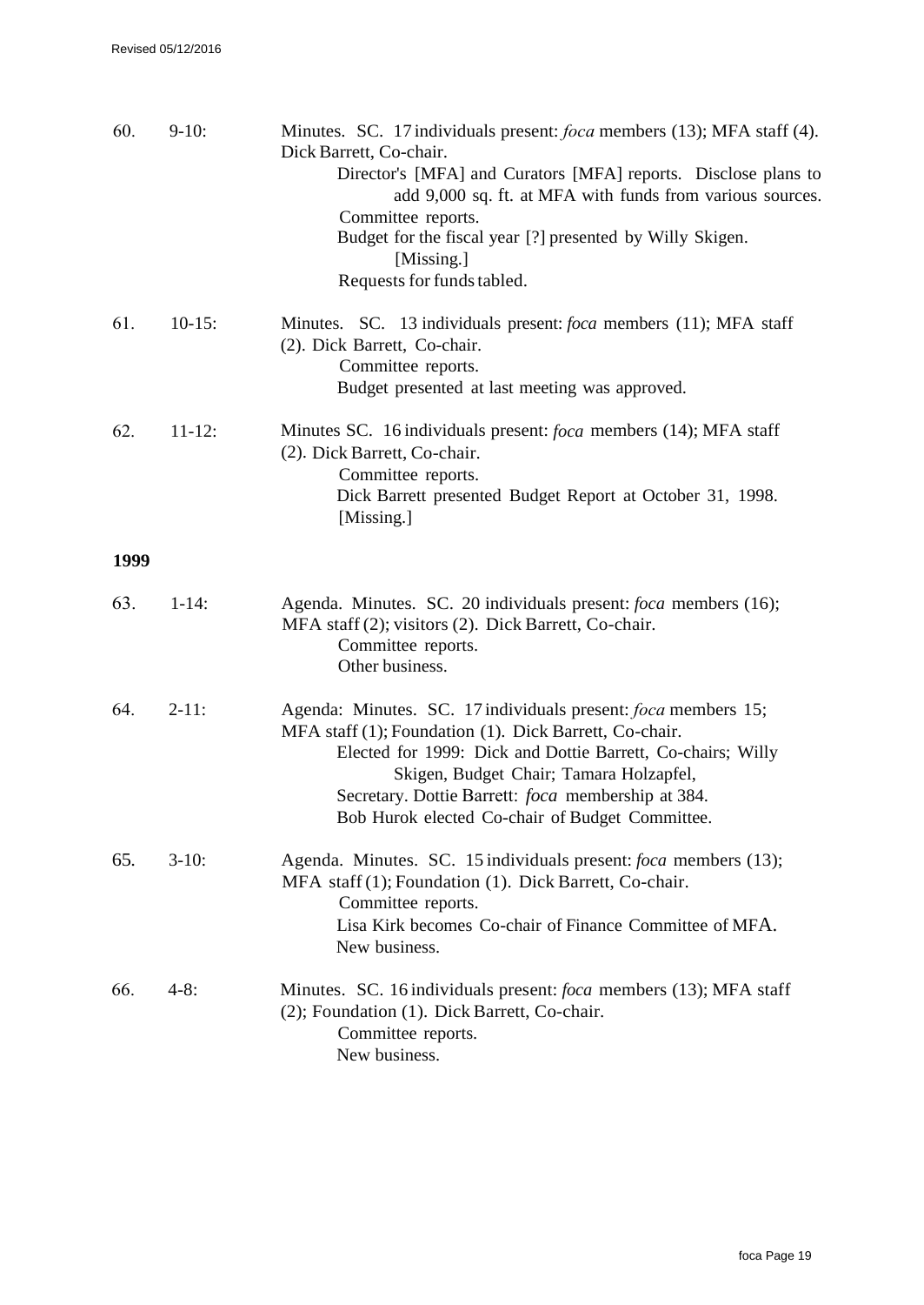60. 9-10: Minutes. SC. 17 individuals present: *foca* members (13); MFA staff (4). Dick Barrett, Co-chair.
    - Director's [MFA] and Curators [MFA] reports. Disclose plans to add 9,000 sq. ft. at MFA with funds from various sources.
    - Committee reports.
    - Budget for the fiscal year [?] presented by Willy Skigen. [Missing.]
    - Requests for funds tabled.

61. 10-15: Minutes. SC. 13 individuals present: *foca* members (11); MFA staff (2). Dick Barrett, Co-chair.
    - Committee reports.
    - Budget presented at last meeting was approved.

62. 11-12: Minutes SC. 16 individuals present: *foca* members (14); MFA staff (2). Dick Barrett, Co-chair.
    - Committee reports.
    - Dick Barrett presented Budget Report at October 31, 1998. [Missing.]

**1999**

63. 1-14: Agenda. Minutes. SC. 20 individuals present: *foca* members (16); MFA staff (2); visitors (2). Dick Barrett, Co-chair.
    - Committee reports.
    - Other business.

64. 2-11: Agenda: Minutes. SC. 17 individuals present: *foca* members 15; MFA staff (1); Foundation (1). Dick Barrett, Co-chair.
    - Elected for 1999: Dick and Dottie Barrett, Co-chairs; Willy Skigen, Budget Chair; Tamara Holzapfel, Secretary. Dottie Barrett: *foca* membership at 384.
    - Bob Hurok elected Co-chair of Budget Committee.

65. 3-10: Agenda. Minutes. SC. 15 individuals present: *foca* members (13); MFA staff (1); Foundation (1). Dick Barrett, Co-chair.
    - Committee reports.
    - Lisa Kirk becomes Co-chair of Finance Committee of MFA.
    - New business.

66. 4-8: Minutes. SC. 16 individuals present: *foca* members (13); MFA staff (2); Foundation (1). Dick Barrett, Co-chair.
    - Committee reports.
    - New business.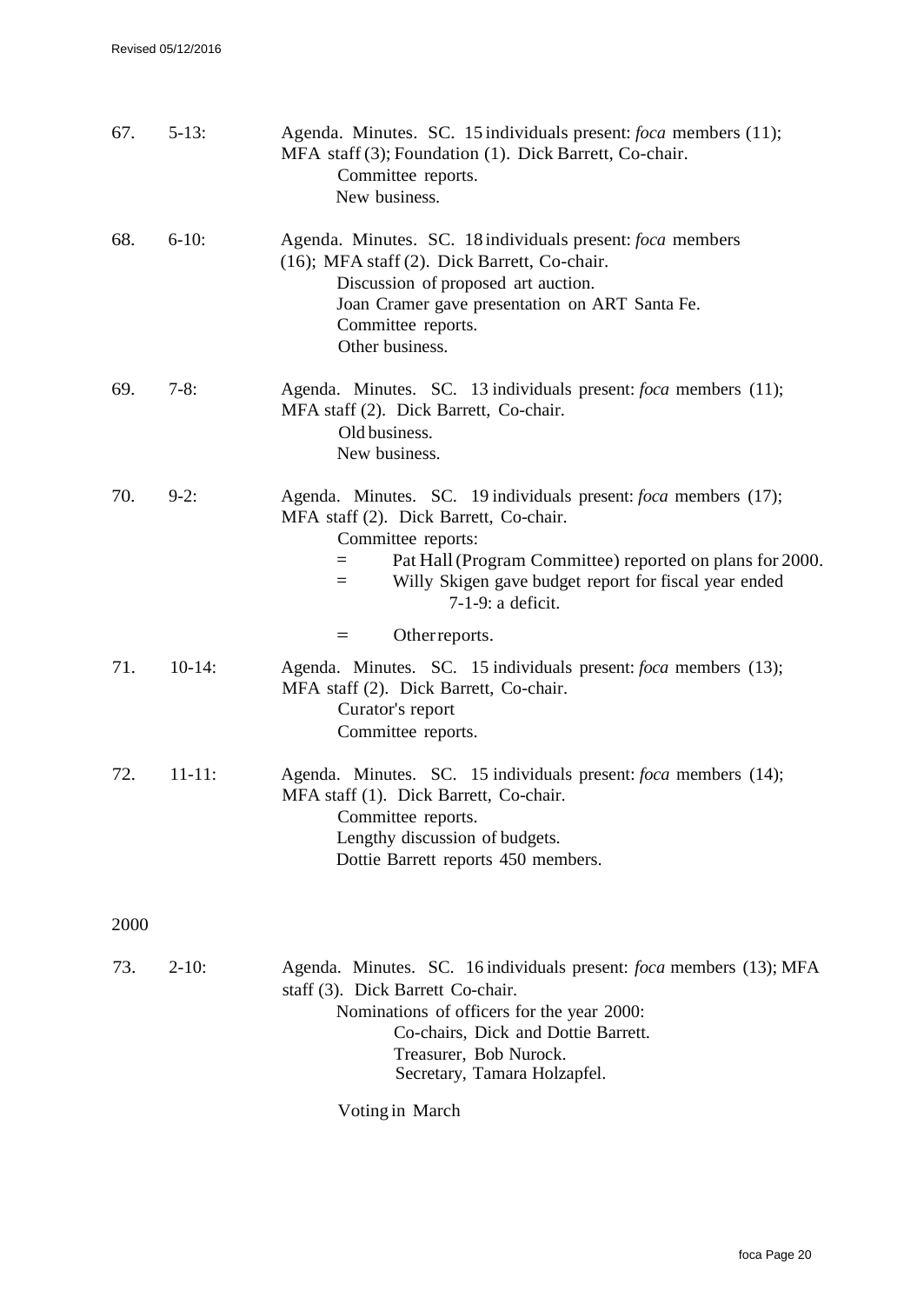67. 5-13: Agenda. Minutes. SC. 15 individuals present: *foca* members (11); MFA staff (3); Foundation (1). Dick Barrett, Co-chair.
    - Committee reports.
    - New business.

68. 6-10: Agenda. Minutes. SC. 18 individuals present: *foca* members (16); MFA staff (2). Dick Barrett, Co-chair.
    - Discussion of proposed art auction.
    - Joan Cramer gave presentation on ART Santa Fe.
    - Committee reports.
    - Other business.

69. 7-8: Agenda. Minutes. SC. 13 individuals present: *foca* members (11); MFA staff (2). Dick Barrett, Co-chair.
    - Old business.
    - New business.

70. 9-2: Agenda. Minutes. SC. 19 individuals present: *foca* members (17); MFA staff (2). Dick Barrett, Co-chair.
    - Committee reports:
        - = Pat Hall (Program Committee) reported on plans for 2000.
        - = Willy Skigen gave budget report for fiscal year ended 7-1-9: a deficit.
        - = Other reports.

71. 10-14: Agenda. Minutes. SC. 15 individuals present: *foca* members (13); MFA staff (2). Dick Barrett, Co-chair.
    - Curator's report
    - Committee reports.

72. 11-11: Agenda. Minutes. SC. 15 individuals present: *foca* members (14); MFA staff (1). Dick Barrett, Co-chair.
    - Committee reports.
    - Lengthy discussion of budgets.
    - Dottie Barrett reports 450 members.

2000

73. 2-10: Agenda. Minutes. SC. 16 individuals present: *foca* members (13); MFA staff (3). Dick Barrett Co-chair.
    - Nominations of officers for the year 2000:
        - Co-chairs, Dick and Dottie Barrett.
        - Treasurer, Bob Nurock.
        - Secretary, Tamara Holzapfel.
    - Voting in March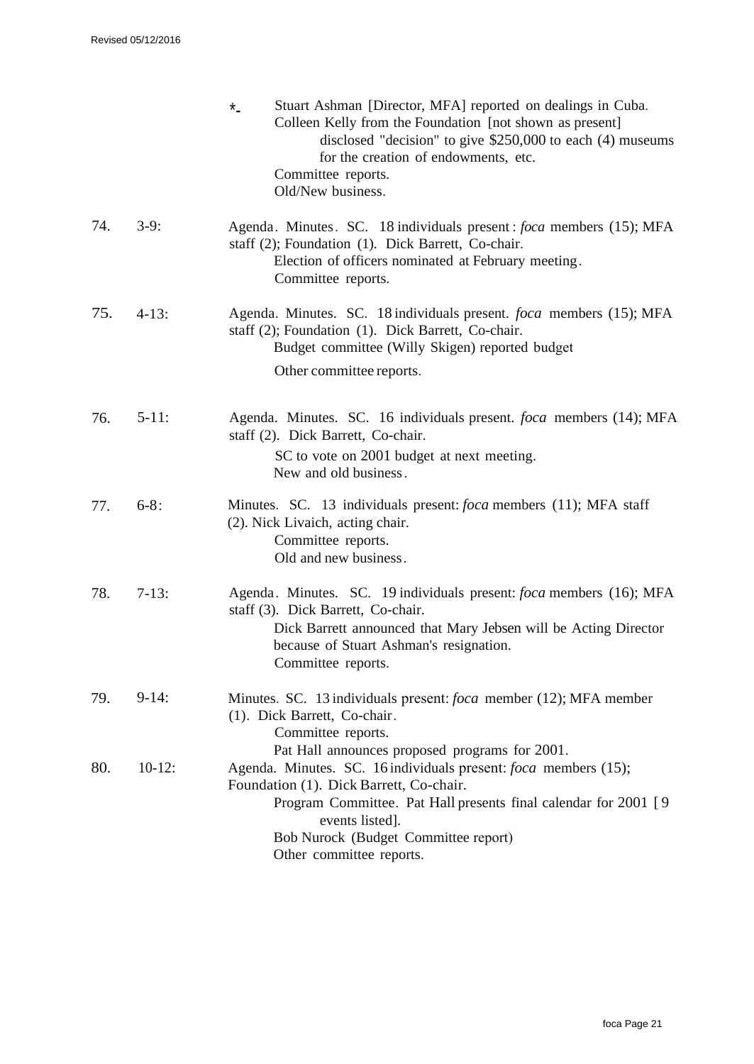\* Stuart Ashman [Director, MFA] reported on dealings in Cuba.
Colleen Kelly from the Foundation [not shown as present] disclosed "decision" to give $250,000 to each (4) museums for the creation of endowments, etc.
Committee reports.
Old/New business.

74. 3-9: Agenda. Minutes. SC. 18 individuals present: *foca* members (15); MFA staff (2); Foundation (1). Dick Barrett, Co-chair.
   Election of officers nominated at February meeting.
   Committee reports.

75. 4-13: Agenda. Minutes. SC. 18 individuals present. *foca* members (15); MFA staff (2); Foundation (1). Dick Barrett, Co-chair.
   Budget committee (Willy Skigen) reported budget
   Other committee reports.

76. 5-11: Agenda. Minutes. SC. 16 individuals present. *foca* members (14); MFA staff (2). Dick Barrett, Co-chair.
   SC to vote on 2001 budget at next meeting.
   New and old business.

77. 6-8: Minutes. SC. 13 individuals present: *foca* members (11); MFA staff (2). Nick Livaich, acting chair.
   Committee reports.
   Old and new business.

78. 7-13: Agenda. Minutes. SC. 19 individuals present: *foca* members (16); MFA staff (3). Dick Barrett, Co-chair.
   Dick Barrett announced that Mary Jebsen will be Acting Director because of Stuart Ashman's resignation.
   Committee reports.

79. 9-14: Minutes. SC. 13 individuals present: *foca* member (12); MFA member (1). Dick Barrett, Co-chair.
   Committee reports.
   Pat Hall announces proposed programs for 2001.

80. 10-12: Agenda. Minutes. SC. 16 individuals present: *foca* members (15); Foundation (1). Dick Barrett, Co-chair.
   Program Committee. Pat Hall presents final calendar for 2001 [9 events listed].
   Bob Nurock (Budget Committee report)
   Other committee reports.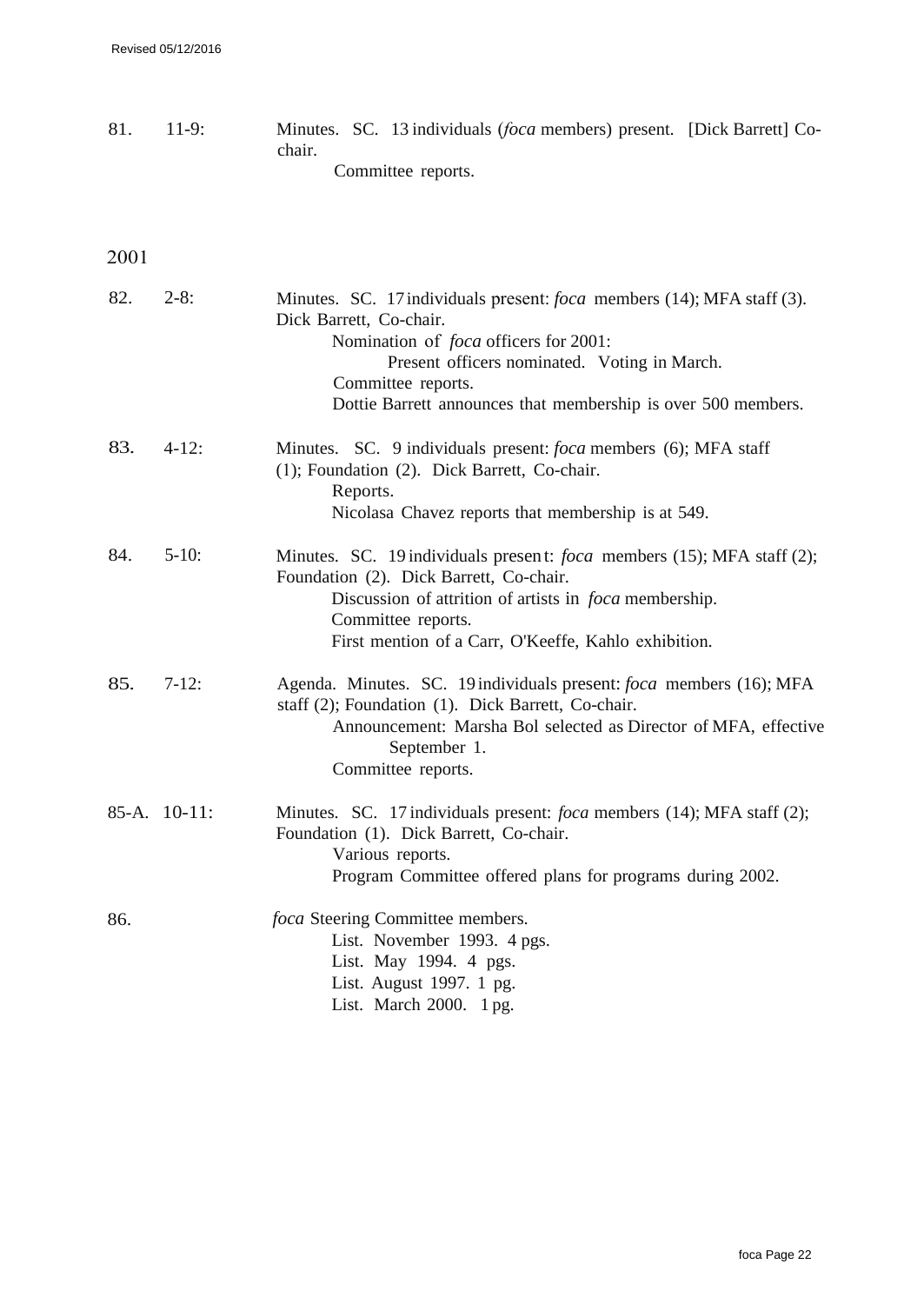81. 11-9: Minutes. SC. 13 individuals (*foca* members) present. [Dick Barrett] Co-chair.
   Committee reports.

2001

82. 2-8: Minutes. SC. 17 individuals present: *foca* members (14); MFA staff (3). Dick Barrett, Co-chair.
   Nomination of *foca* officers for 2001:
      Present officers nominated. Voting in March.
   Committee reports.
   Dottie Barrett announces that membership is over 500 members.

83. 4-12: Minutes. SC. 9 individuals present: *foca* members (6); MFA staff (1); Foundation (2). Dick Barrett, Co-chair.
   Reports.
   Nicolasa Chavez reports that membership is at 549.

84. 5-10: Minutes. SC. 19 individuals present: *foca* members (15); MFA staff (2); Foundation (2). Dick Barrett, Co-chair.
   Discussion of attrition of artists in *foca* membership.
   Committee reports.
   First mention of a Carr, O'Keeffe, Kahlo exhibition.

85. 7-12: Agenda. Minutes. SC. 19 individuals present: *foca* members (16); MFA staff (2); Foundation (1). Dick Barrett, Co-chair.
   Announcement: Marsha Bol selected as Director of MFA, effective September 1.
   Committee reports.

85-A. 10-11: Minutes. SC. 17 individuals present: *foca* members (14); MFA staff (2); Foundation (1). Dick Barrett, Co-chair.
   Various reports.
   Program Committee offered plans for programs during 2002.

86. *foca* Steering Committee members.
   List. November 1993. 4 pgs.
   List. May 1994. 4 pgs.
   List. August 1997. 1 pg.
   List. March 2000. 1 pg.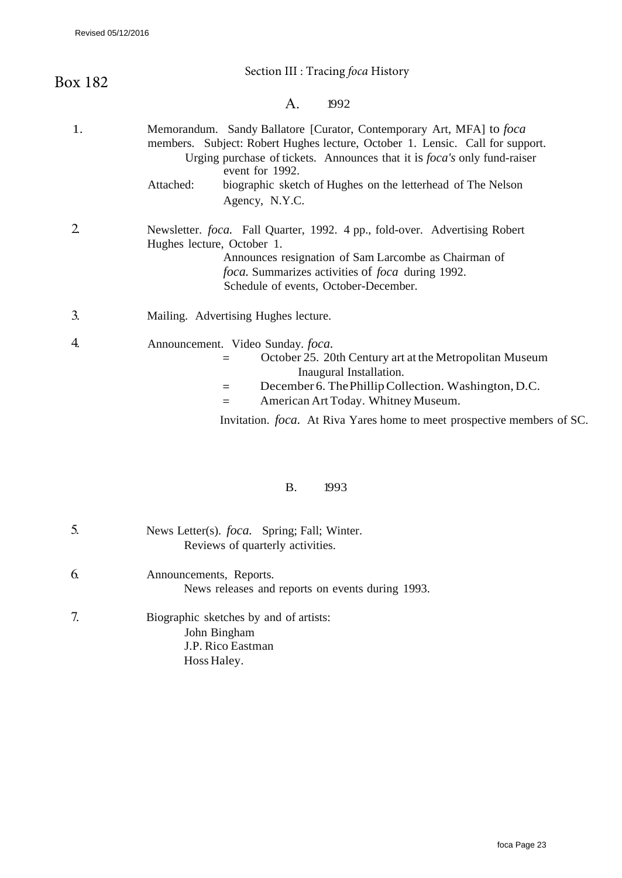Revised 05/12/2016

# Box 182

## Section III : Tracing *foca* History

### A. 1992

1. Memorandum. Sandy Ballatore [Curator, Contemporary Art, MFA] to *foca* members. Subject: Robert Hughes lecture, October 1. Lensic. Call for support.
   Urging purchase of tickets. Announces that it is *foca's* only fund-raiser event for 1992.
   Attached: biographic sketch of Hughes on the letterhead of The Nelson Agency, N.Y.C.

2. Newsletter. *foca.* Fall Quarter, 1992. 4 pp., fold-over. Advertising Robert Hughes lecture, October 1.
   Announces resignation of Sam Larcombe as Chairman of *foca.* Summarizes activities of *foca* during 1992.
   Schedule of events, October-December.

3. Mailing. Advertising Hughes lecture.

4. Announcement. Video Sunday. *foca.*
   = October 25. 20th Century art at the Metropolitan Museum Inaugural Installation.
   = December 6. The Phillip Collection. Washington, D.C.
   = American Art Today. Whitney Museum.

   Invitation. *foca.* At Riva Yares home to meet prospective members of SC.

### B. 1993

5. News Letter(s). *foca.* Spring; Fall; Winter.
   Reviews of quarterly activities.

6. Announcements, Reports.
   News releases and reports on events during 1993.

7. Biographic sketches by and of artists:
   John Bingham
   J.P. Rico Eastman
   Hoss Haley.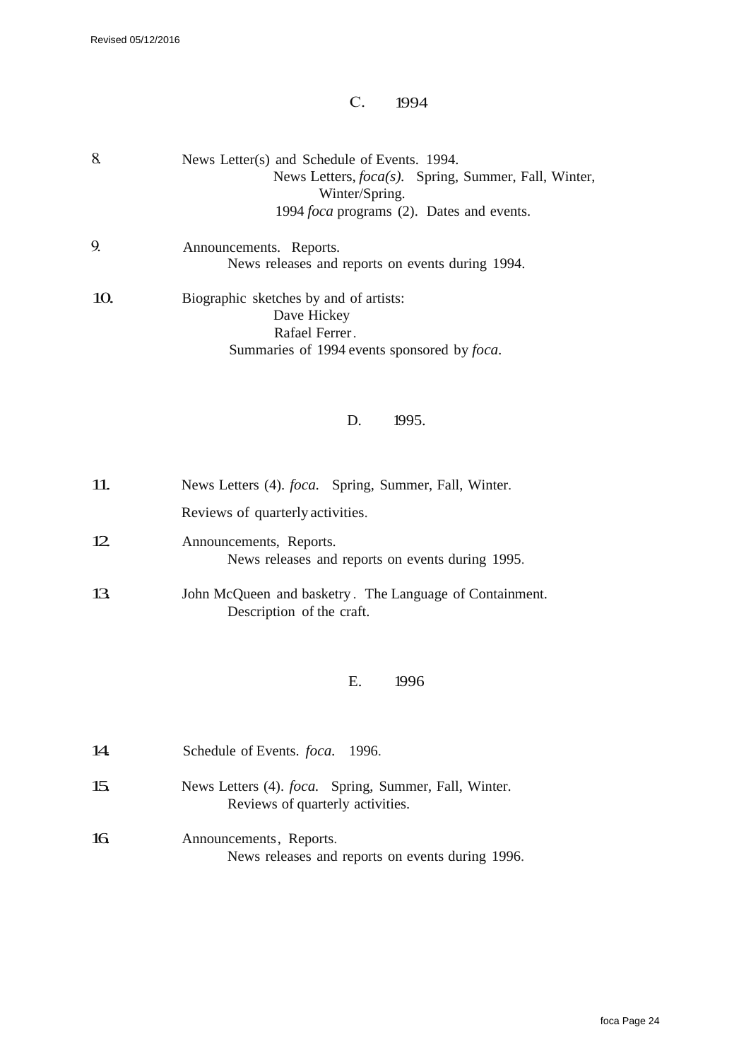## C. 1994

8. News Letter(s) and Schedule of Events. 1994.
   News Letters, *foca(s)*. Spring, Summer, Fall, Winter, Winter/Spring.
   1994 *foca* programs (2). Dates and events.

9. Announcements. Reports.
   News releases and reports on events during 1994.

10. Biographic sketches by and of artists:
    Dave Hickey
    Rafael Ferrer.
    Summaries of 1994 events sponsored by *foca*.

## D. 1995.

11. News Letters (4). *foca*. Spring, Summer, Fall, Winter.
    Reviews of quarterly activities.

12. Announcements, Reports.
    News releases and reports on events during 1995.

13. John McQueen and basketry. The Language of Containment.
    Description of the craft.

## E. 1996

14. Schedule of Events. *foca*. 1996.

15. News Letters (4). *foca*. Spring, Summer, Fall, Winter.
    Reviews of quarterly activities.

16. Announcements, Reports.
    News releases and reports on events during 1996.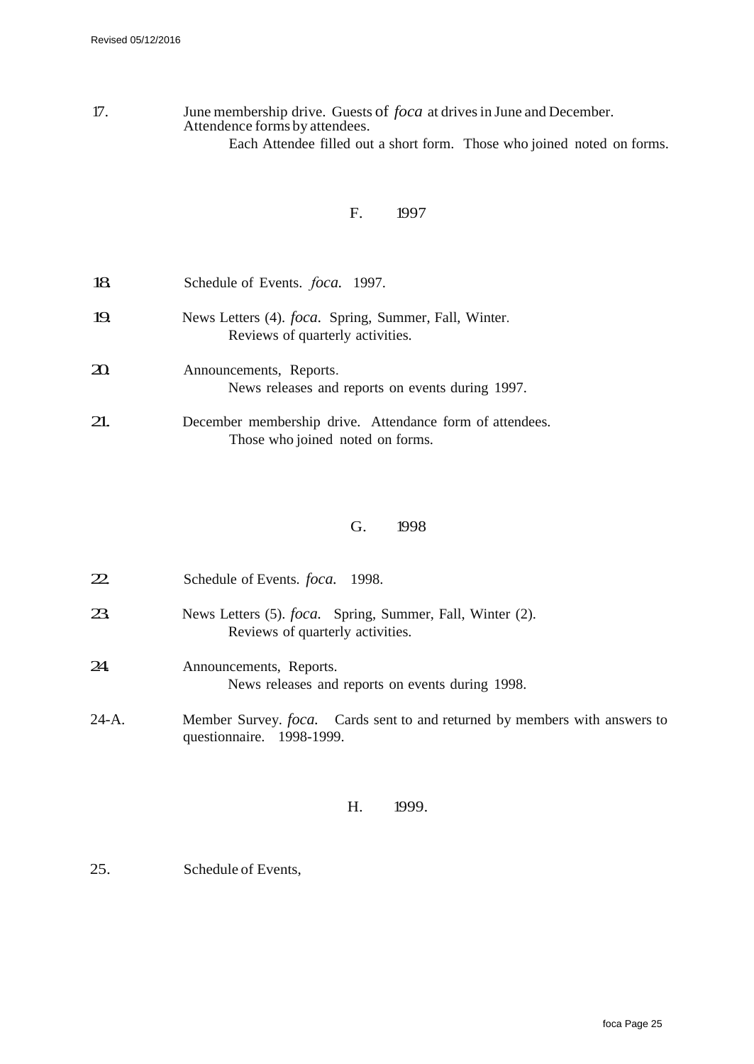17. June membership drive. Guests of *foca* at drives in June and December. Attendence forms by attendees.
    Each Attendee filled out a short form. Those who joined noted on forms.

## F. 1997

18. Schedule of Events. *foca.* 1997.

19. News Letters (4). *foca*. Spring, Summer, Fall, Winter.
    Reviews of quarterly activities.

20. Announcements, Reports.
    News releases and reports on events during 1997.

21. December membership drive. Attendance form of attendees.
    Those who joined noted on forms.

## G. 1998

22. Schedule of Events. *foca.* 1998.

23. News Letters (5). *foca.* Spring, Summer, Fall, Winter (2).
    Reviews of quarterly activities.

24. Announcements, Reports.
    News releases and reports on events during 1998.

24-A. Member Survey. *foca.* Cards sent to and returned by members with answers to questionnaire. 1998-1999.

## H. 1999.

25. Schedule of Events,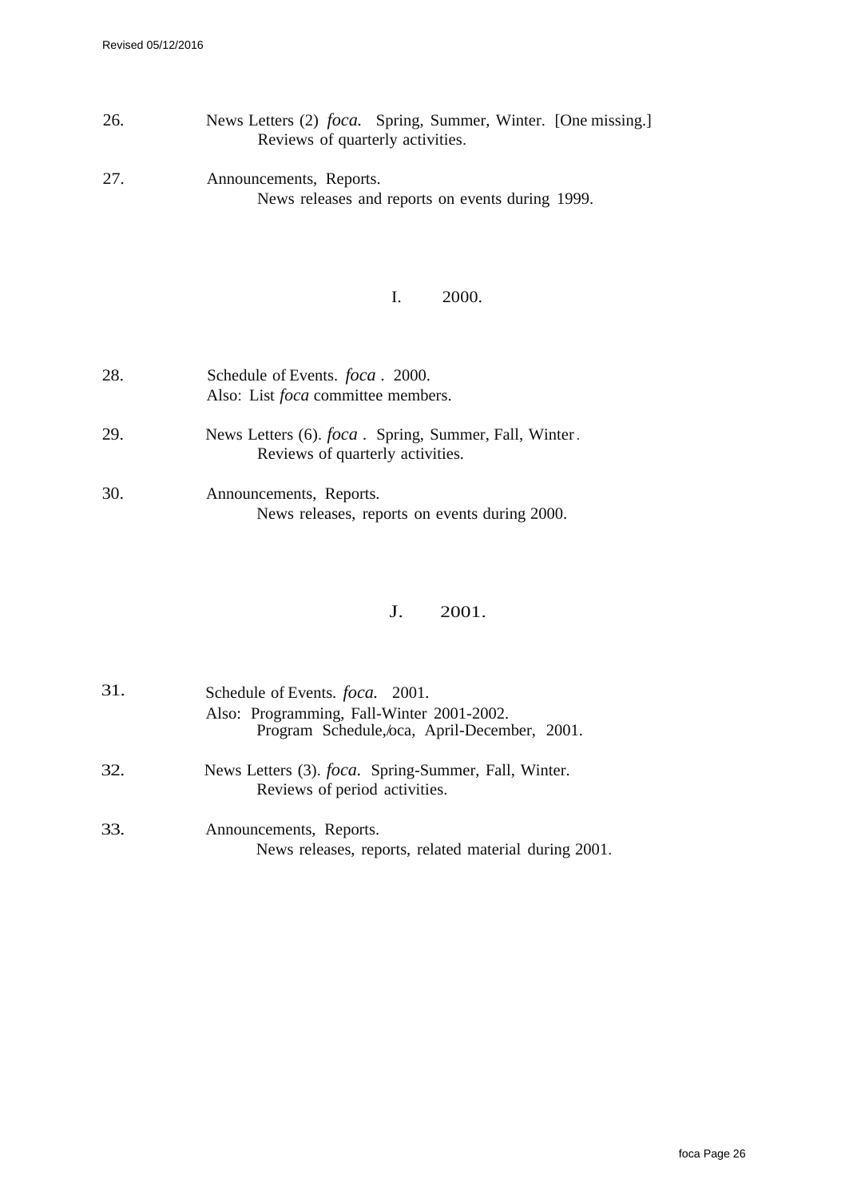26. News Letters (2) *foca.* Spring, Summer, Winter. [One missing.]
    Reviews of quarterly activities.

27. Announcements, Reports.
    News releases and reports on events during 1999.

## I. 2000.

28. Schedule of Events. *foca* . 2000.
    Also: List *foca* committee members.

29. News Letters (6). *foca* . Spring, Summer, Fall, Winter.
    Reviews of quarterly activities.

30. Announcements, Reports.
    News releases, reports on events during 2000.

## J. 2001.

31. Schedule of Events. *foca.* 2001.
    Also: Programming, Fall-Winter 2001-2002.
    Program Schedule,*foca*, April-December, 2001.

32. News Letters (3). *foca*. Spring-Summer, Fall, Winter.
    Reviews of period activities.

33. Announcements, Reports.
    News releases, reports, related material during 2001.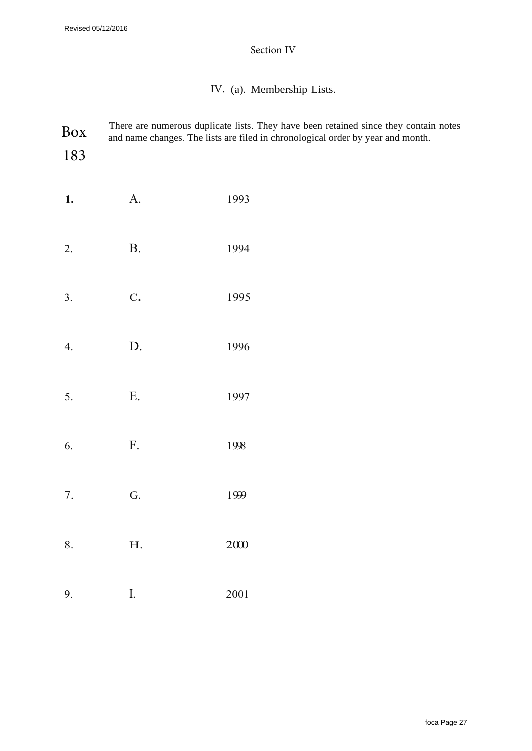Section IV

## IV. (a). Membership Lists.

**Box 183**

There are numerous duplicate lists. They have been retained since they contain notes and name changes. The lists are filed in chronological order by year and month.

| | | |
|---|---|---|
| **1.** | A. | 1993 |
| 2. | B. | 1994 |
| 3. | C. | 1995 |
| 4. | D. | 1996 |
| 5. | E. | 1997 |
| 6. | F. | 1998 |
| 7. | G. | 1999 |
| 8. | H. | 2000 |
| 9. | I. | 2001 |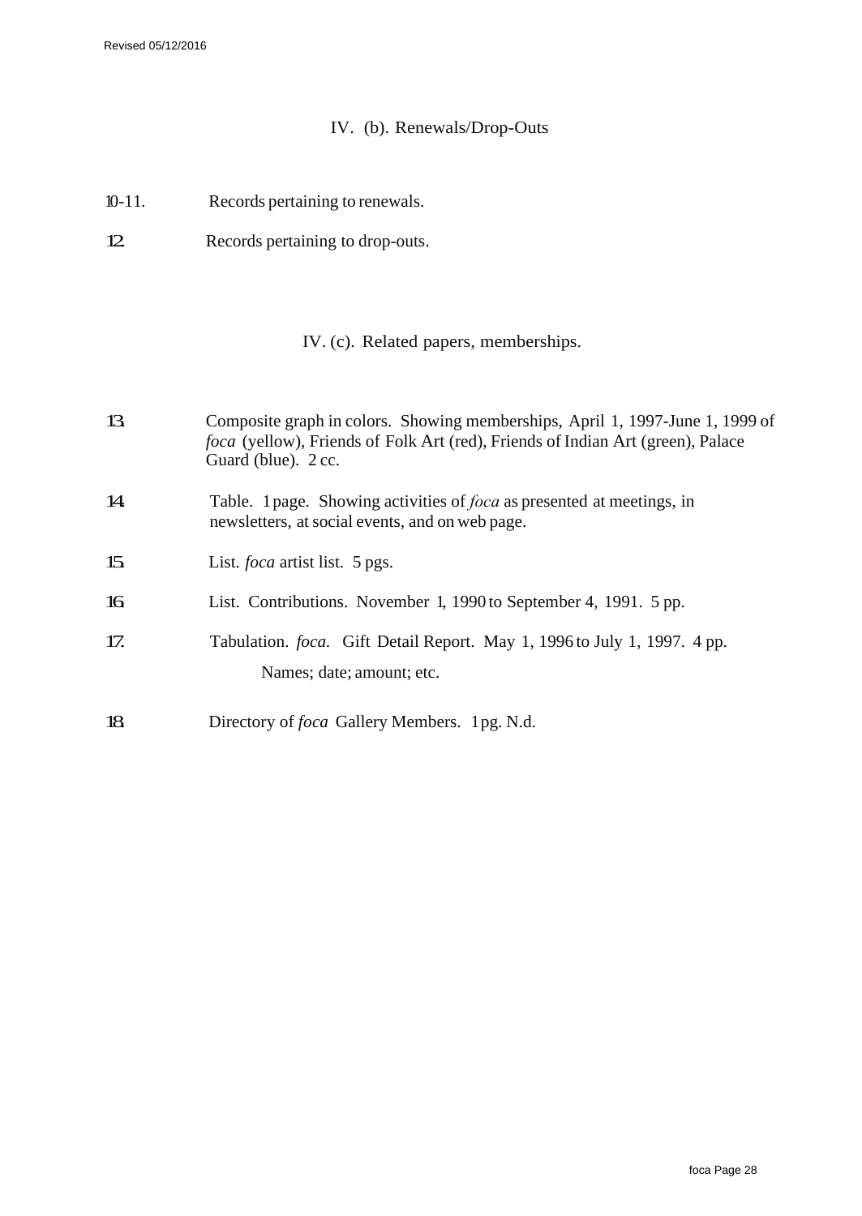## IV. (b). Renewals/Drop-Outs

10-11. Records pertaining to renewals.

12. Records pertaining to drop-outs.

## IV. (c). Related papers, memberships.

13. Composite graph in colors. Showing memberships, April 1, 1997-June 1, 1999 of *foca* (yellow), Friends of Folk Art (red), Friends of Indian Art (green), Palace Guard (blue). 2 cc.

14. Table. 1 page. Showing activities of *foca* as presented at meetings, in newsletters, at social events, and on web page.

15. List. *foca* artist list. 5 pgs.

16. List. Contributions. November 1, 1990 to September 4, 1991. 5 pp.

17. Tabulation. *foca.* Gift Detail Report. May 1, 1996 to July 1, 1997. 4 pp.
    Names; date; amount; etc.

18. Directory of *foca* Gallery Members. 1 pg. N.d.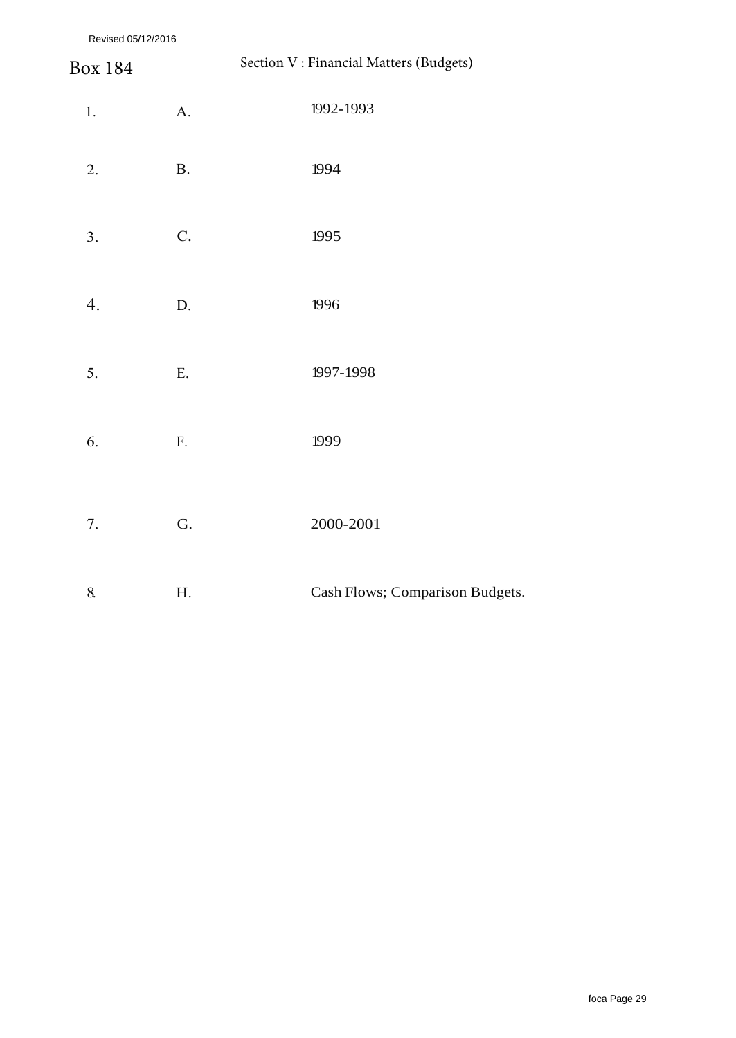Revised 05/12/2016

Box 184 — Section V : Financial Matters (Budgets)

| | | |
|---|---|---|
| 1. | A. | 1992-1993 |
| 2. | B. | 1994 |
| 3. | C. | 1995 |
| 4. | D. | 1996 |
| 5. | E. | 1997-1998 |
| 6. | F. | 1999 |
| 7. | G. | 2000-2001 |
| 8. | H. | Cash Flows; Comparison Budgets. |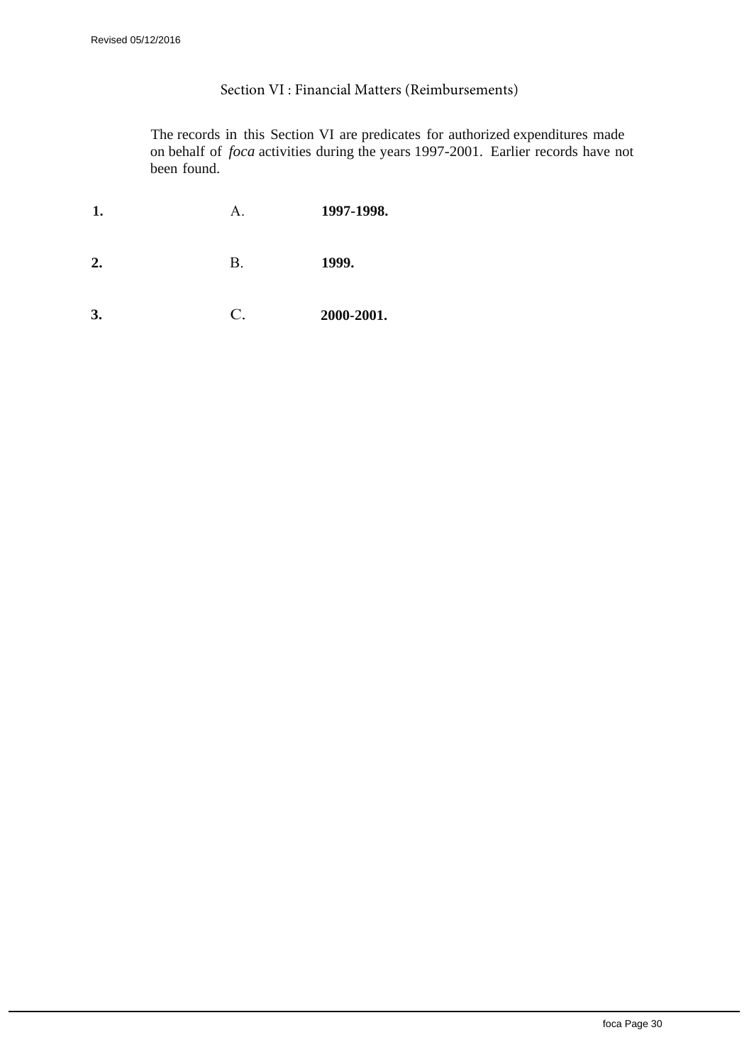## Section VI : Financial Matters (Reimbursements)

The records in this Section VI are predicates for authorized expenditures made on behalf of *foca* activities during the years 1997-2001. Earlier records have not been found.

| | | |
|---|---|---|
| **1.** | A. | **1997-1998.** |
| **2.** | B. | **1999.** |
| **3.** | C. | **2000-2001.** |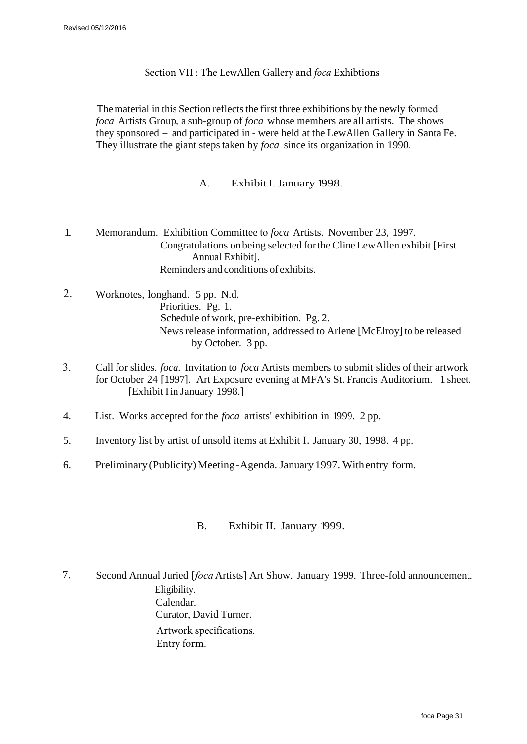## Section VII : The LewAllen Gallery and *foca* Exhibtions

The material in this Section reflects the first three exhibitions by the newly formed *foca* Artists Group, a sub-group of *foca* whose members are all artists. The shows they sponsored – and participated in - were held at the LewAllen Gallery in Santa Fe. They illustrate the giant steps taken by *foca* since its organization in 1990.

### A. Exhibit I. January 1998.

1. Memorandum. Exhibition Committee to *foca* Artists. November 23, 1997.
   Congratulations on being selected for the Cline LewAllen exhibit [First Annual Exhibit].
   Reminders and conditions of exhibits.

2. Worknotes, longhand. 5 pp. N.d.
   Priorities. Pg. 1.
   Schedule of work, pre-exhibition. Pg. 2.
   News release information, addressed to Arlene [McElroy] to be released by October. 3 pp.

3. Call for slides. *foca.* Invitation to *foca* Artists members to submit slides of their artwork for October 24 [1997]. Art Exposure evening at MFA's St. Francis Auditorium. 1 sheet. [Exhibit I in January 1998.]

4. List. Works accepted for the *foca* artists' exhibition in 1999. 2 pp.

5. Inventory list by artist of unsold items at Exhibit I. January 30, 1998. 4 pp.

6. Preliminary (Publicity) Meeting-Agenda. January 1997. With entry form.

### B. Exhibit II. January 1999.

7. Second Annual Juried [*foca* Artists] Art Show. January 1999. Three-fold announcement.
   Eligibility.
   Calendar.
   Curator, David Turner.
   Artwork specifications.
   Entry form.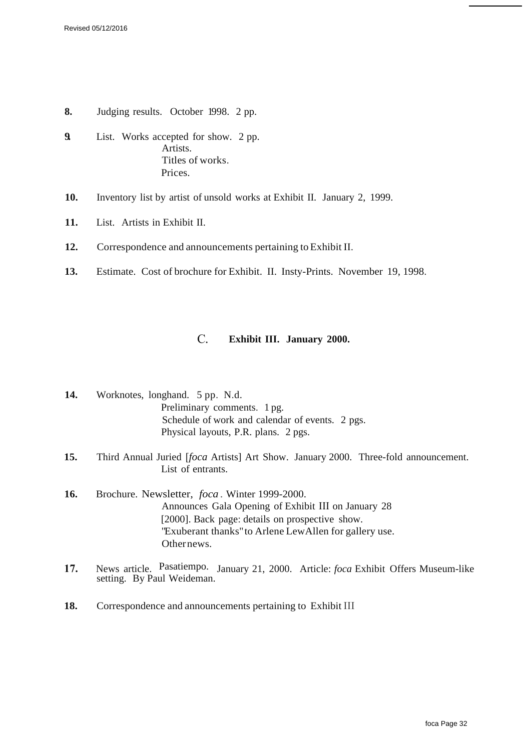**8.** Judging results. October 1998. 2 pp.

**9.** List. Works accepted for show. 2 pp.
Artists.
Titles of works.
Prices.

**10.** Inventory list by artist of unsold works at Exhibit II. January 2, 1999.

**11.** List. Artists in Exhibit II.

**12.** Correspondence and announcements pertaining to Exhibit II.

**13.** Estimate. Cost of brochure for Exhibit. II. Insty-Prints. November 19, 1998.

## C. **Exhibit III. January 2000.**

**14.** Worknotes, longhand. 5 pp. N.d.
Preliminary comments. 1 pg.
Schedule of work and calendar of events. 2 pgs.
Physical layouts, P.R. plans. 2 pgs.

**15.** Third Annual Juried [*foca* Artists] Art Show. January 2000. Three-fold announcement.
List of entrants.

**16.** Brochure. Newsletter, *foca* . Winter 1999-2000.
Announces Gala Opening of Exhibit III on January 28 [2000]. Back page: details on prospective show.
"Exuberant thanks" to Arlene LewAllen for gallery use.
Other news.

**17.** News article. Pasatiempo. January 21, 2000. Article: *foca* Exhibit Offers Museum-like setting. By Paul Weideman.

**18.** Correspondence and announcements pertaining to Exhibit III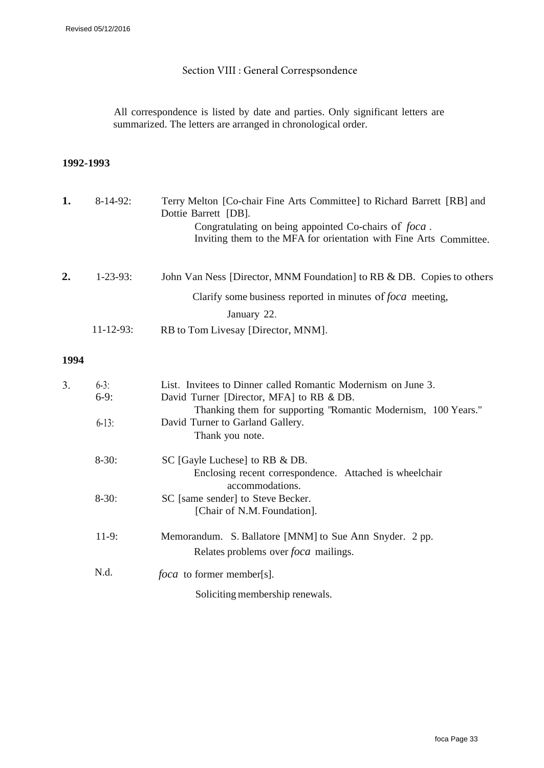Revised 05/12/2016

## Section VIII : General Correspsondence

All correspondence is listed by date and parties. Only significant letters are summarized. The letters are arranged in chronological order.

### 1992-1993

**1.** 8-14-92: Terry Melton [Co-chair Fine Arts Committee] to Richard Barrett [RB] and Dottie Barrett [DB].
Congratulating on being appointed Co-chairs of *foca* .
Inviting them to the MFA for orientation with Fine Arts Committee.

**2.** 1-23-93: John Van Ness [Director, MNM Foundation] to RB & DB. Copies to others
Clarify some business reported in minutes of *foca* meeting, January 22.

11-12-93: RB to Tom Livesay [Director, MNM].

### 1994

3. 6-3: List. Invitees to Dinner called Romantic Modernism on June 3.

6-9: David Turner [Director, MFA] to RB & DB.
Thanking them for supporting "Romantic Modernism, 100 Years."

6-13: David Turner to Garland Gallery.
Thank you note.

8-30: SC [Gayle Luchese] to RB & DB.
Enclosing recent correspondence. Attached is wheelchair accommodations.

8-30: SC [same sender] to Steve Becker.
[Chair of N.M. Foundation].

11-9: Memorandum. S. Ballatore [MNM] to Sue Ann Snyder. 2 pp.
Relates problems over *foca* mailings.

N.d. *foca* to former member[s].
Soliciting membership renewals.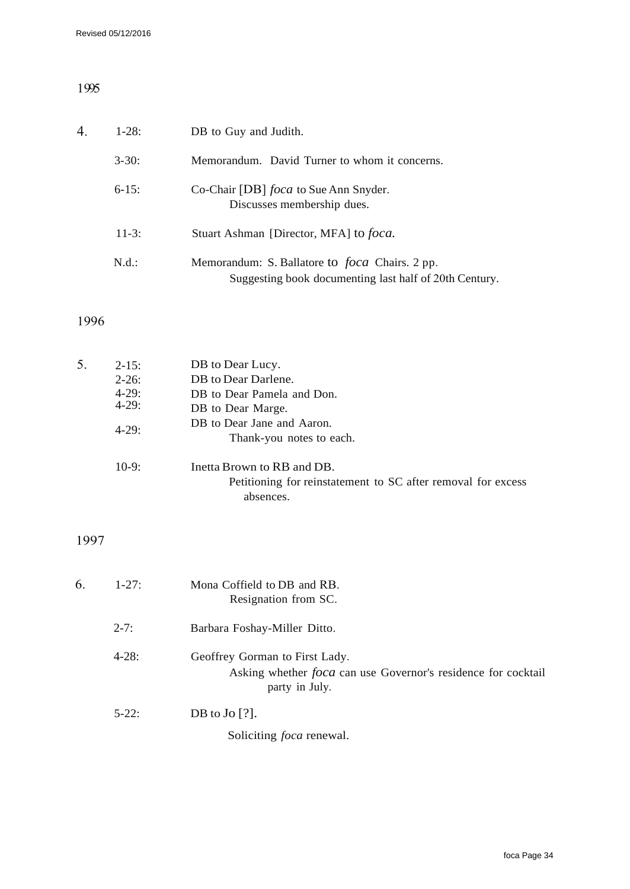## 1995

| | | |
|---|---|---|
| 4. | 1-28: | DB to Guy and Judith. |
| | 3-30: | Memorandum. David Turner to whom it concerns. |
| | 6-15: | Co-Chair [DB] *foca* to Sue Ann Snyder.<br>Discusses membership dues. |
| | 11-3: | Stuart Ashman [Director, MFA] to *foca.* |
| | N.d.: | Memorandum: S. Ballatore to *foca* Chairs. 2 pp.<br>Suggesting book documenting last half of 20th Century. |

## 1996

| | | |
|---|---|---|
| 5. | 2-15: | DB to Dear Lucy. |
| | 2-26: | DB to Dear Darlene. |
| | 4-29: | DB to Dear Pamela and Don. |
| | 4-29: | DB to Dear Marge. |
| | 4-29: | DB to Dear Jane and Aaron.<br>Thank-you notes to each. |
| | 10-9: | Inetta Brown to RB and DB.<br>Petitioning for reinstatement to SC after removal for excess absences. |

## 1997

| | | |
|---|---|---|
| 6. | 1-27: | Mona Coffield to DB and RB.<br>Resignation from SC. |
| | 2-7: | Barbara Foshay-Miller Ditto. |
| | 4-28: | Geoffrey Gorman to First Lady.<br>Asking whether *foca* can use Governor's residence for cocktail party in July. |
| | 5-22: | DB to Jo [?].<br>Soliciting *foca* renewal. |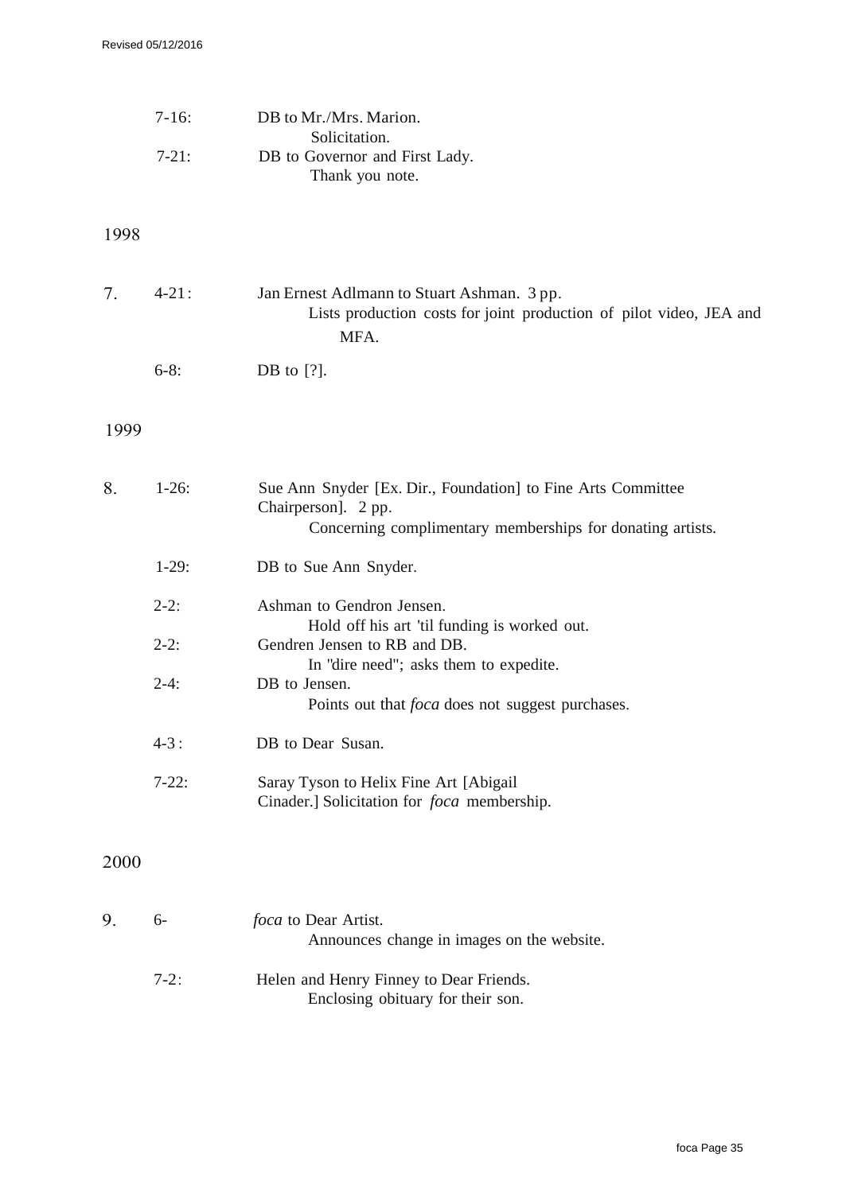7-16: DB to Mr./Mrs. Marion.
  Solicitation.

7-21: DB to Governor and First Lady.
  Thank you note.

## 1998

7. 4-21: Jan Ernest Adlmann to Stuart Ashman. 3 pp.
  Lists production costs for joint production of pilot video, JEA and MFA.

  6-8: DB to [?].

## 1999

8. 1-26: Sue Ann Snyder [Ex. Dir., Foundation] to Fine Arts Committee Chairperson]. 2 pp.
  Concerning complimentary memberships for donating artists.

  1-29: DB to Sue Ann Snyder.

  2-2: Ashman to Gendron Jensen.
  Hold off his art 'til funding is worked out.

  2-2: Gendren Jensen to RB and DB.
  In "dire need"; asks them to expedite.

  2-4: DB to Jensen.
  Points out that *foca* does not suggest purchases.

  4-3: DB to Dear Susan.

  7-22: Saray Tyson to Helix Fine Art [Abigail Cinader.] Solicitation for *foca* membership.

## 2000

9. 6- *foca* to Dear Artist.
  Announces change in images on the website.

  7-2: Helen and Henry Finney to Dear Friends.
  Enclosing obituary for their son.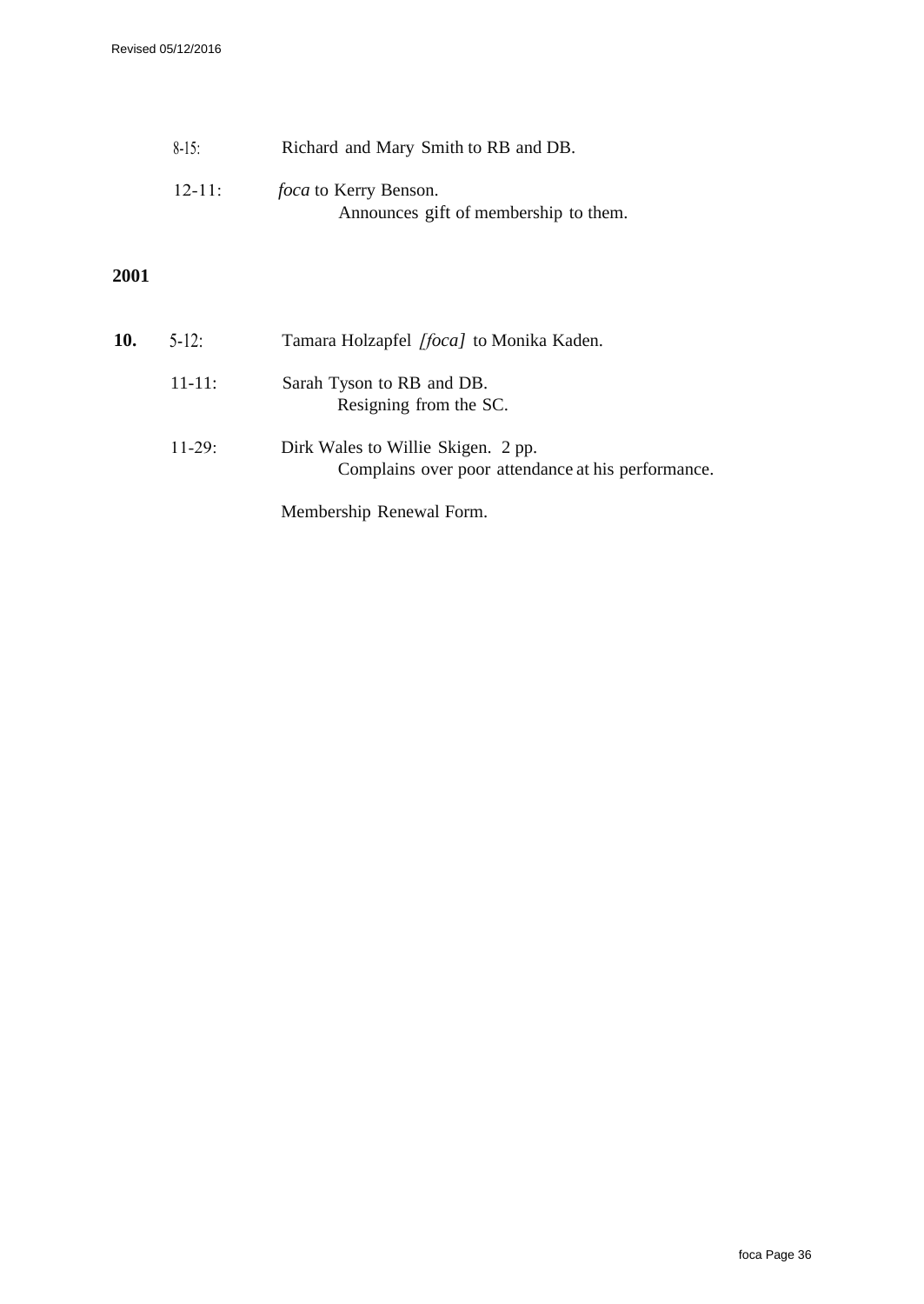8-15: Richard and Mary Smith to RB and DB.

12-11: *foca* to Kerry Benson.
Announces gift of membership to them.

## 2001

**10.** 5-12: Tamara Holzapfel *[foca]* to Monika Kaden.

11-11: Sarah Tyson to RB and DB.
Resigning from the SC.

11-29: Dirk Wales to Willie Skigen. 2 pp.
Complains over poor attendance at his performance.

Membership Renewal Form.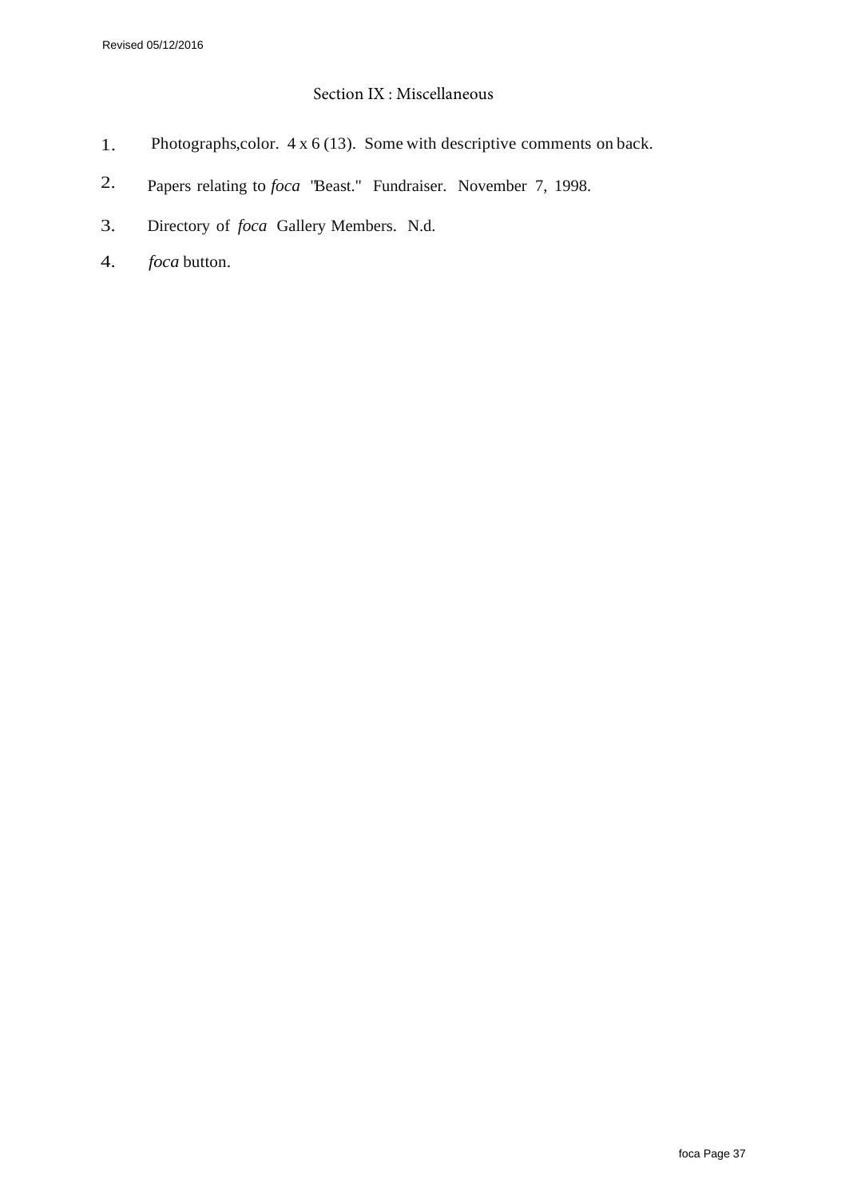## Section IX : Miscellaneous

1. Photographs,color. 4 x 6 (13). Some with descriptive comments on back.
2. Papers relating to *foca* "Beast." Fundraiser. November 7, 1998.
3. Directory of *foca* Gallery Members. N.d.
4. *foca* button.